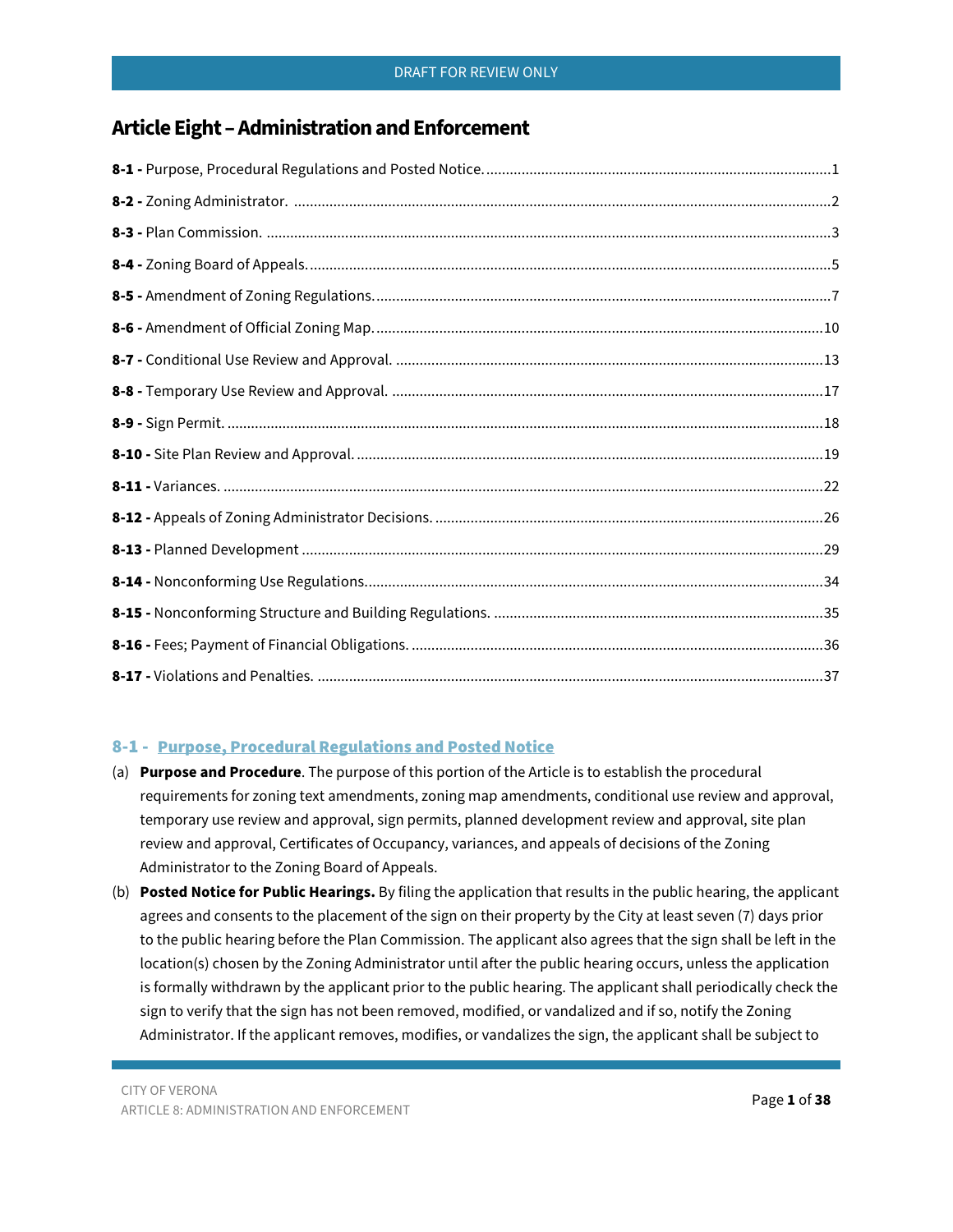# Article Eight – Administration and Enforcement

**8-1 -** Purpose, Procedural Regulations and Posted Notice. ....... 1

**8-2 -** Zoning Administrator. ....... 2

**8-3 -** Plan Commission. ....... 3

**8-4 -** Zoning Board of Appeals. ....... 5

**8-5 -** Amendment of Zoning Regulations. ....... 7

**8-6 -** Amendment of Official Zoning Map. ....... 10

**8-7 -** Conditional Use Review and Approval. ....... 13

**8-8 -** Temporary Use Review and Approval. ....... 17

**8-9 -** Sign Permit. ....... 18

**8-10 -** Site Plan Review and Approval. ....... 19

**8-11 -** Variances. ....... 22

**8-12 -** Appeals of Zoning Administrator Decisions. ....... 26

**8-13 -** Planned Development ....... 29

**8-14 -** Nonconforming Use Regulations. ....... 34

**8-15 -** Nonconforming Structure and Building Regulations. ....... 35

**8-16 -** Fees; Payment of Financial Obligations. ....... 36

**8-17 -** Violations and Penalties. ....... 37

## 8-1 - Purpose, Procedural Regulations and Posted Notice

(a) **Purpose and Procedure**. The purpose of this portion of the Article is to establish the procedural requirements for zoning text amendments, zoning map amendments, conditional use review and approval, temporary use review and approval, sign permits, planned development review and approval, site plan review and approval, Certificates of Occupancy, variances, and appeals of decisions of the Zoning Administrator to the Zoning Board of Appeals.

(b) **Posted Notice for Public Hearings.** By filing the application that results in the public hearing, the applicant agrees and consents to the placement of the sign on their property by the City at least seven (7) days prior to the public hearing before the Plan Commission. The applicant also agrees that the sign shall be left in the location(s) chosen by the Zoning Administrator until after the public hearing occurs, unless the application is formally withdrawn by the applicant prior to the public hearing. The applicant shall periodically check the sign to verify that the sign has not been removed, modified, or vandalized and if so, notify the Zoning Administrator. If the applicant removes, modifies, or vandalizes the sign, the applicant shall be subject to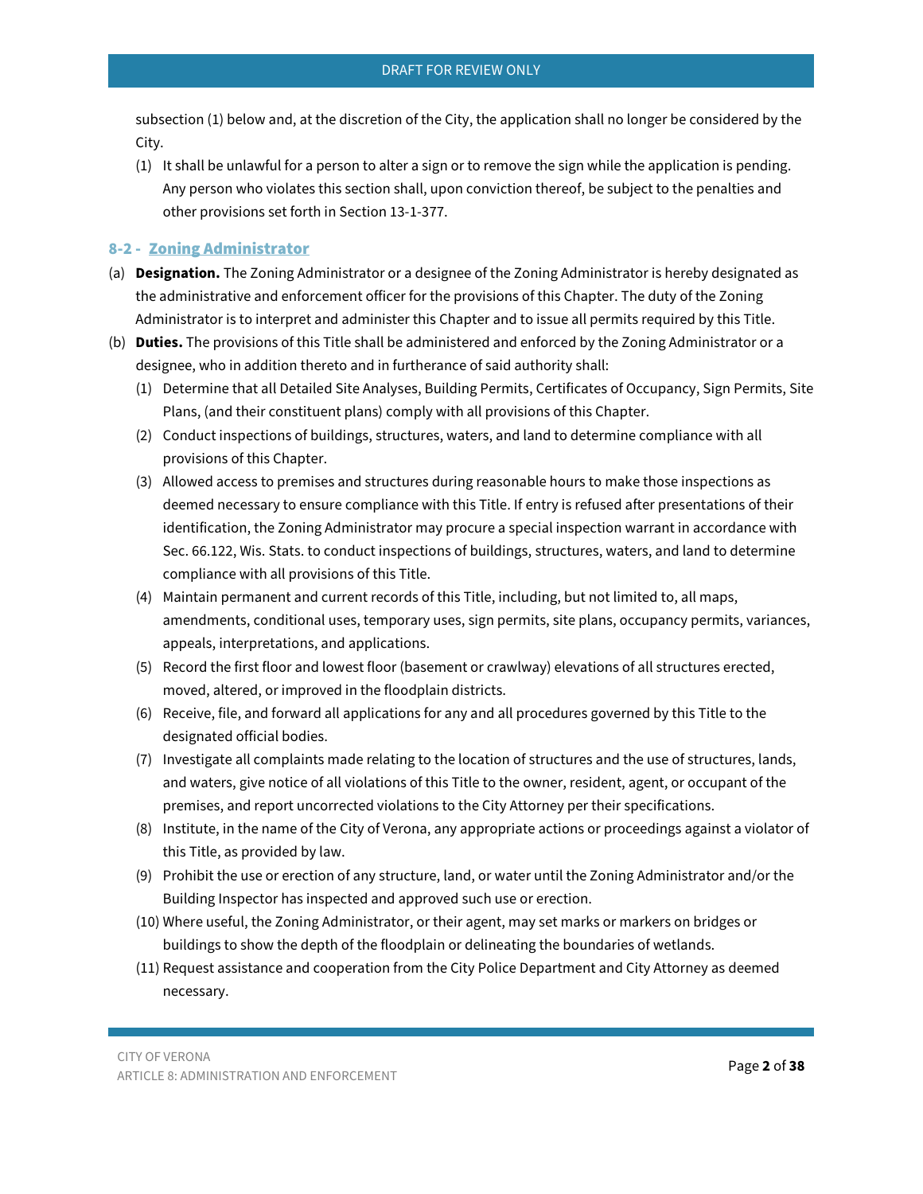subsection (1) below and, at the discretion of the City, the application shall no longer be considered by the City.

(1) It shall be unlawful for a person to alter a sign or to remove the sign while the application is pending. Any person who violates this section shall, upon conviction thereof, be subject to the penalties and other provisions set forth in Section 13-1-377.

## 8-2 - Zoning Administrator

(a) **Designation.** The Zoning Administrator or a designee of the Zoning Administrator is hereby designated as the administrative and enforcement officer for the provisions of this Chapter. The duty of the Zoning Administrator is to interpret and administer this Chapter and to issue all permits required by this Title.

(b) **Duties.** The provisions of this Title shall be administered and enforced by the Zoning Administrator or a designee, who in addition thereto and in furtherance of said authority shall:

(1) Determine that all Detailed Site Analyses, Building Permits, Certificates of Occupancy, Sign Permits, Site Plans, (and their constituent plans) comply with all provisions of this Chapter.

(2) Conduct inspections of buildings, structures, waters, and land to determine compliance with all provisions of this Chapter.

(3) Allowed access to premises and structures during reasonable hours to make those inspections as deemed necessary to ensure compliance with this Title. If entry is refused after presentations of their identification, the Zoning Administrator may procure a special inspection warrant in accordance with Sec. 66.122, Wis. Stats. to conduct inspections of buildings, structures, waters, and land to determine compliance with all provisions of this Title.

(4) Maintain permanent and current records of this Title, including, but not limited to, all maps, amendments, conditional uses, temporary uses, sign permits, site plans, occupancy permits, variances, appeals, interpretations, and applications.

(5) Record the first floor and lowest floor (basement or crawlway) elevations of all structures erected, moved, altered, or improved in the floodplain districts.

(6) Receive, file, and forward all applications for any and all procedures governed by this Title to the designated official bodies.

(7) Investigate all complaints made relating to the location of structures and the use of structures, lands, and waters, give notice of all violations of this Title to the owner, resident, agent, or occupant of the premises, and report uncorrected violations to the City Attorney per their specifications.

(8) Institute, in the name of the City of Verona, any appropriate actions or proceedings against a violator of this Title, as provided by law.

(9) Prohibit the use or erection of any structure, land, or water until the Zoning Administrator and/or the Building Inspector has inspected and approved such use or erection.

(10) Where useful, the Zoning Administrator, or their agent, may set marks or markers on bridges or buildings to show the depth of the floodplain or delineating the boundaries of wetlands.

(11) Request assistance and cooperation from the City Police Department and City Attorney as deemed necessary.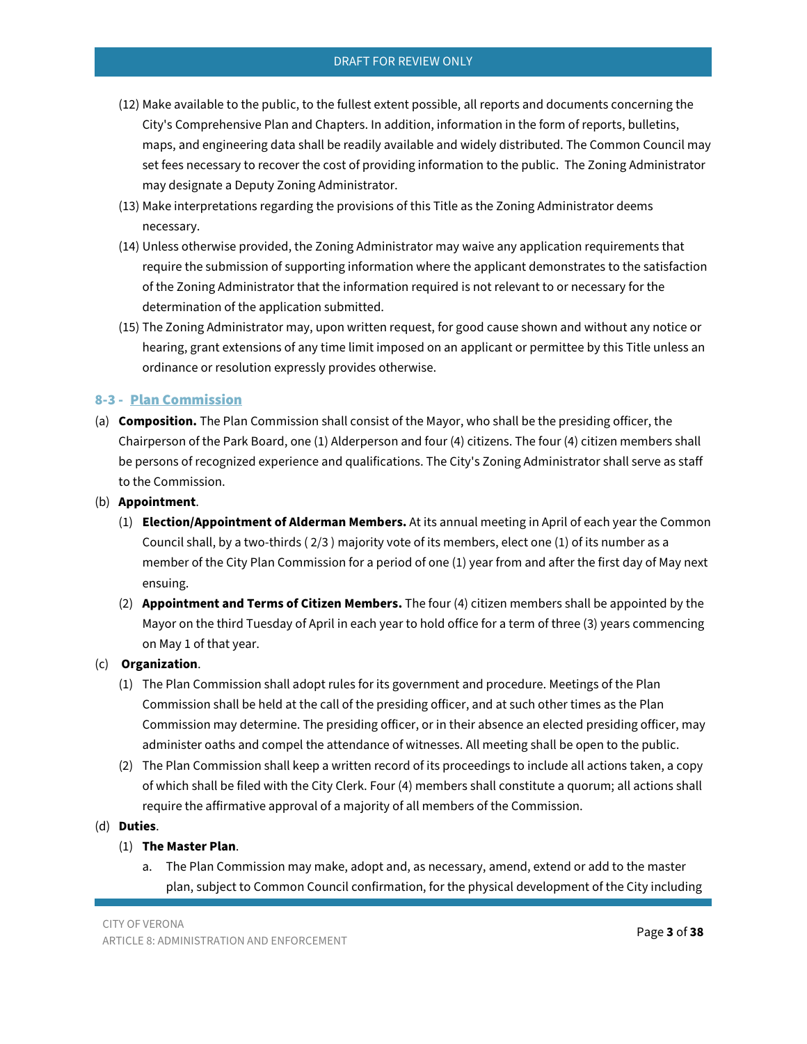(12) Make available to the public, to the fullest extent possible, all reports and documents concerning the City's Comprehensive Plan and Chapters. In addition, information in the form of reports, bulletins, maps, and engineering data shall be readily available and widely distributed. The Common Council may set fees necessary to recover the cost of providing information to the public. The Zoning Administrator may designate a Deputy Zoning Administrator.

(13) Make interpretations regarding the provisions of this Title as the Zoning Administrator deems necessary.

(14) Unless otherwise provided, the Zoning Administrator may waive any application requirements that require the submission of supporting information where the applicant demonstrates to the satisfaction of the Zoning Administrator that the information required is not relevant to or necessary for the determination of the application submitted.

(15) The Zoning Administrator may, upon written request, for good cause shown and without any notice or hearing, grant extensions of any time limit imposed on an applicant or permittee by this Title unless an ordinance or resolution expressly provides otherwise.

## 8-3 - Plan Commission

(a) **Composition.** The Plan Commission shall consist of the Mayor, who shall be the presiding officer, the Chairperson of the Park Board, one (1) Alderperson and four (4) citizens. The four (4) citizen members shall be persons of recognized experience and qualifications. The City's Zoning Administrator shall serve as staff to the Commission.

(b) **Appointment**.

(1) **Election/Appointment of Alderman Members.** At its annual meeting in April of each year the Common Council shall, by a two-thirds ( 2/3 ) majority vote of its members, elect one (1) of its number as a member of the City Plan Commission for a period of one (1) year from and after the first day of May next ensuing.

(2) **Appointment and Terms of Citizen Members.** The four (4) citizen members shall be appointed by the Mayor on the third Tuesday of April in each year to hold office for a term of three (3) years commencing on May 1 of that year.

(c) **Organization**.

(1) The Plan Commission shall adopt rules for its government and procedure. Meetings of the Plan Commission shall be held at the call of the presiding officer, and at such other times as the Plan Commission may determine. The presiding officer, or in their absence an elected presiding officer, may administer oaths and compel the attendance of witnesses. All meeting shall be open to the public.

(2) The Plan Commission shall keep a written record of its proceedings to include all actions taken, a copy of which shall be filed with the City Clerk. Four (4) members shall constitute a quorum; all actions shall require the affirmative approval of a majority of all members of the Commission.

(d) **Duties**.

(1) **The Master Plan**.

a. The Plan Commission may make, adopt and, as necessary, amend, extend or add to the master plan, subject to Common Council confirmation, for the physical development of the City including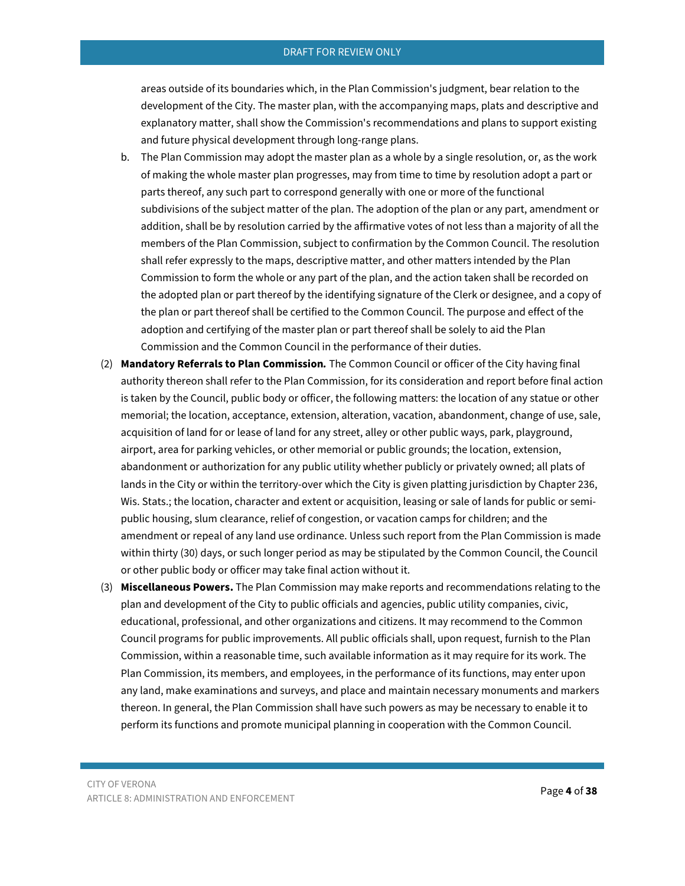areas outside of its boundaries which, in the Plan Commission's judgment, bear relation to the development of the City. The master plan, with the accompanying maps, plats and descriptive and explanatory matter, shall show the Commission's recommendations and plans to support existing and future physical development through long-range plans.

b. The Plan Commission may adopt the master plan as a whole by a single resolution, or, as the work of making the whole master plan progresses, may from time to time by resolution adopt a part or parts thereof, any such part to correspond generally with one or more of the functional subdivisions of the subject matter of the plan. The adoption of the plan or any part, amendment or addition, shall be by resolution carried by the affirmative votes of not less than a majority of all the members of the Plan Commission, subject to confirmation by the Common Council. The resolution shall refer expressly to the maps, descriptive matter, and other matters intended by the Plan Commission to form the whole or any part of the plan, and the action taken shall be recorded on the adopted plan or part thereof by the identifying signature of the Clerk or designee, and a copy of the plan or part thereof shall be certified to the Common Council. The purpose and effect of the adoption and certifying of the master plan or part thereof shall be solely to aid the Plan Commission and the Common Council in the performance of their duties.

(2) **Mandatory Referrals to Plan Commission.** The Common Council or officer of the City having final authority thereon shall refer to the Plan Commission, for its consideration and report before final action is taken by the Council, public body or officer, the following matters: the location of any statue or other memorial; the location, acceptance, extension, alteration, vacation, abandonment, change of use, sale, acquisition of land for or lease of land for any street, alley or other public ways, park, playground, airport, area for parking vehicles, or other memorial or public grounds; the location, extension, abandonment or authorization for any public utility whether publicly or privately owned; all plats of lands in the City or within the territory-over which the City is given platting jurisdiction by Chapter 236, Wis. Stats.; the location, character and extent or acquisition, leasing or sale of lands for public or semi-public housing, slum clearance, relief of congestion, or vacation camps for children; and the amendment or repeal of any land use ordinance. Unless such report from the Plan Commission is made within thirty (30) days, or such longer period as may be stipulated by the Common Council, the Council or other public body or officer may take final action without it.

(3) **Miscellaneous Powers.** The Plan Commission may make reports and recommendations relating to the plan and development of the City to public officials and agencies, public utility companies, civic, educational, professional, and other organizations and citizens. It may recommend to the Common Council programs for public improvements. All public officials shall, upon request, furnish to the Plan Commission, within a reasonable time, such available information as it may require for its work. The Plan Commission, its members, and employees, in the performance of its functions, may enter upon any land, make examinations and surveys, and place and maintain necessary monuments and markers thereon. In general, the Plan Commission shall have such powers as may be necessary to enable it to perform its functions and promote municipal planning in cooperation with the Common Council.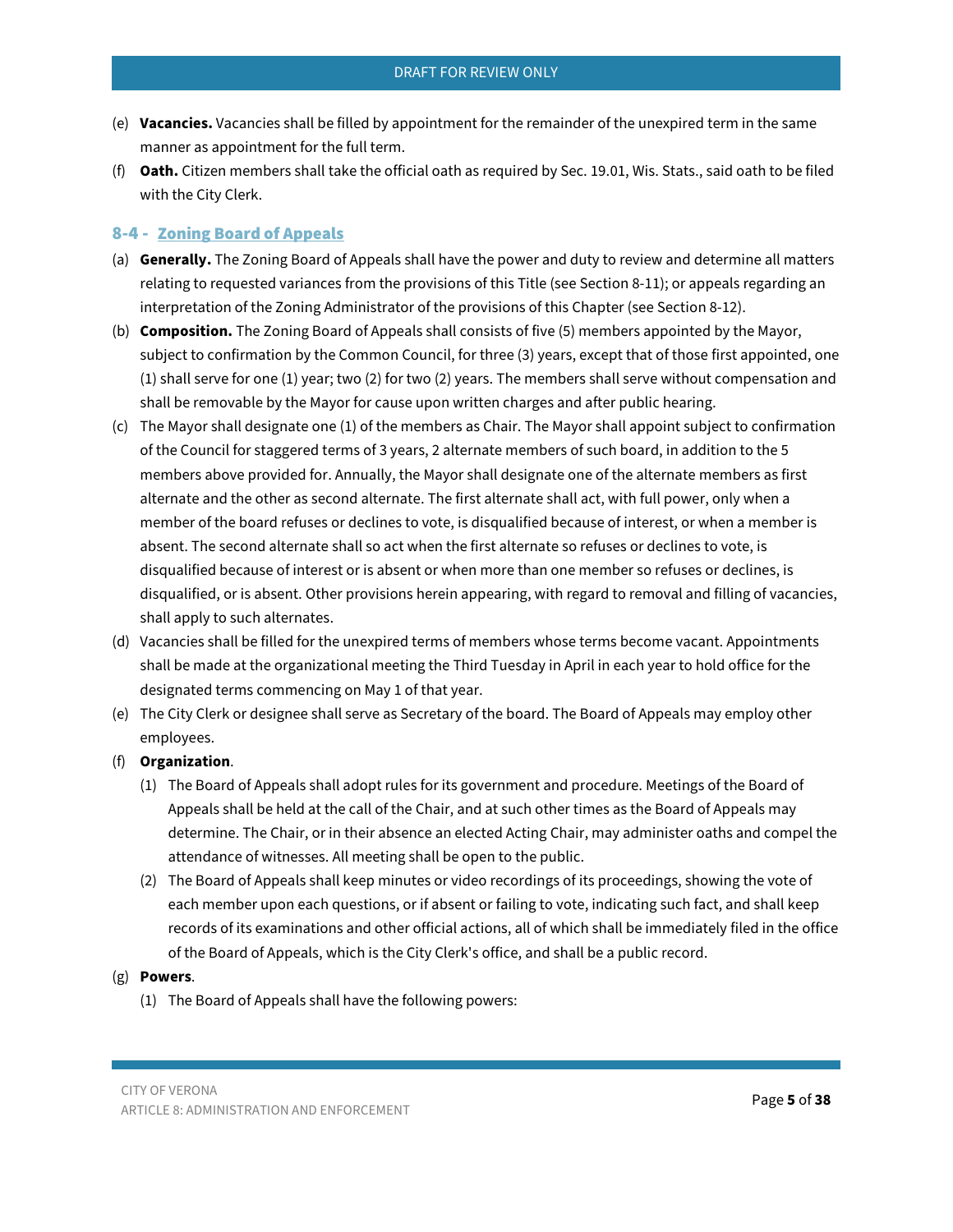(e) **Vacancies.** Vacancies shall be filled by appointment for the remainder of the unexpired term in the same manner as appointment for the full term.

(f) **Oath.** Citizen members shall take the official oath as required by Sec. 19.01, Wis. Stats., said oath to be filed with the City Clerk.

## 8-4 - Zoning Board of Appeals

(a) **Generally.** The Zoning Board of Appeals shall have the power and duty to review and determine all matters relating to requested variances from the provisions of this Title (see Section 8-11); or appeals regarding an interpretation of the Zoning Administrator of the provisions of this Chapter (see Section 8-12).

(b) **Composition.** The Zoning Board of Appeals shall consists of five (5) members appointed by the Mayor, subject to confirmation by the Common Council, for three (3) years, except that of those first appointed, one (1) shall serve for one (1) year; two (2) for two (2) years. The members shall serve without compensation and shall be removable by the Mayor for cause upon written charges and after public hearing.

(c) The Mayor shall designate one (1) of the members as Chair. The Mayor shall appoint subject to confirmation of the Council for staggered terms of 3 years, 2 alternate members of such board, in addition to the 5 members above provided for. Annually, the Mayor shall designate one of the alternate members as first alternate and the other as second alternate. The first alternate shall act, with full power, only when a member of the board refuses or declines to vote, is disqualified because of interest, or when a member is absent. The second alternate shall so act when the first alternate so refuses or declines to vote, is disqualified because of interest or is absent or when more than one member so refuses or declines, is disqualified, or is absent. Other provisions herein appearing, with regard to removal and filling of vacancies, shall apply to such alternates.

(d) Vacancies shall be filled for the unexpired terms of members whose terms become vacant. Appointments shall be made at the organizational meeting the Third Tuesday in April in each year to hold office for the designated terms commencing on May 1 of that year.

(e) The City Clerk or designee shall serve as Secretary of the board. The Board of Appeals may employ other employees.

(f) **Organization**.

  (1) The Board of Appeals shall adopt rules for its government and procedure. Meetings of the Board of Appeals shall be held at the call of the Chair, and at such other times as the Board of Appeals may determine. The Chair, or in their absence an elected Acting Chair, may administer oaths and compel the attendance of witnesses. All meeting shall be open to the public.

  (2) The Board of Appeals shall keep minutes or video recordings of its proceedings, showing the vote of each member upon each questions, or if absent or failing to vote, indicating such fact, and shall keep records of its examinations and other official actions, all of which shall be immediately filed in the office of the Board of Appeals, which is the City Clerk's office, and shall be a public record.

(g) **Powers**.

  (1) The Board of Appeals shall have the following powers: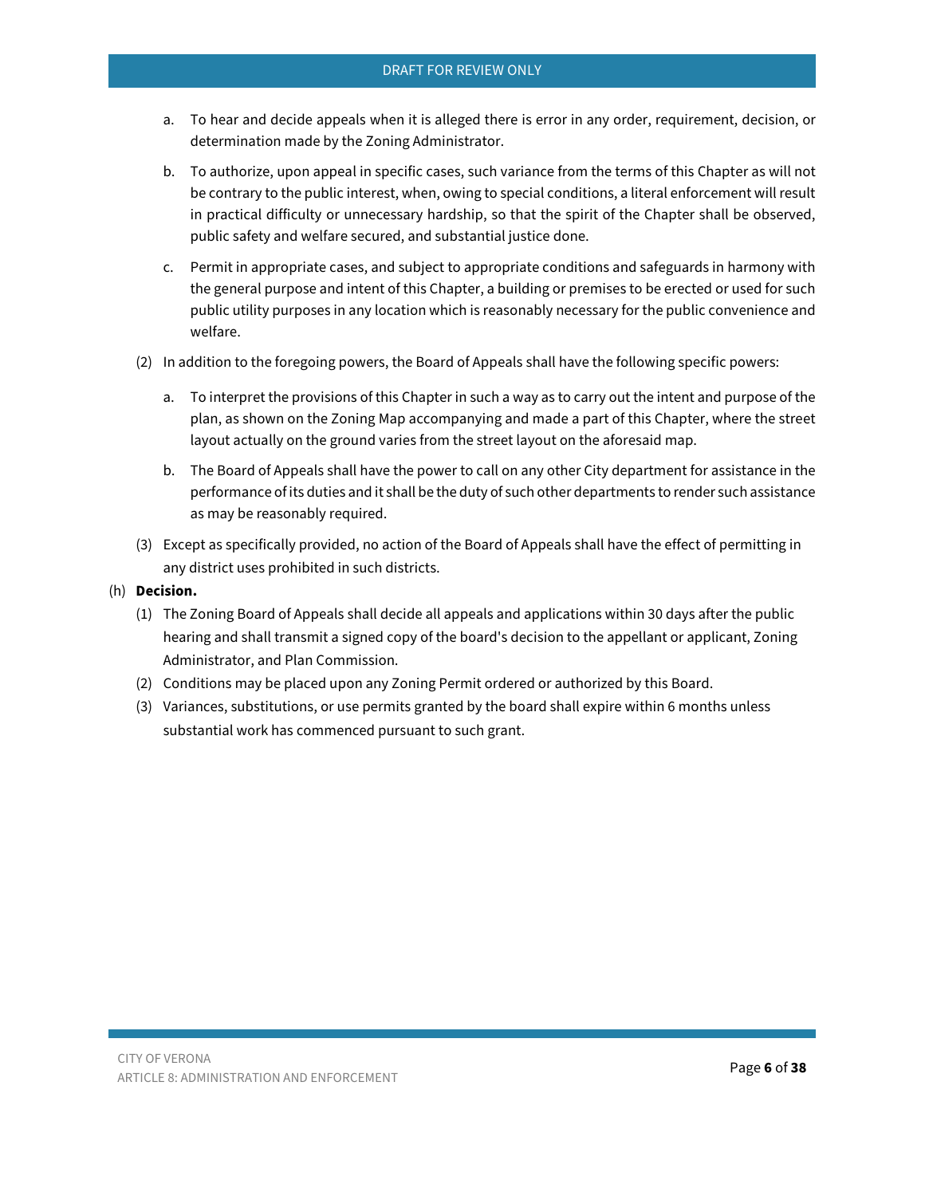a. To hear and decide appeals when it is alleged there is error in any order, requirement, decision, or determination made by the Zoning Administrator.

b. To authorize, upon appeal in specific cases, such variance from the terms of this Chapter as will not be contrary to the public interest, when, owing to special conditions, a literal enforcement will result in practical difficulty or unnecessary hardship, so that the spirit of the Chapter shall be observed, public safety and welfare secured, and substantial justice done.

c. Permit in appropriate cases, and subject to appropriate conditions and safeguards in harmony with the general purpose and intent of this Chapter, a building or premises to be erected or used for such public utility purposes in any location which is reasonably necessary for the public convenience and welfare.

(2) In addition to the foregoing powers, the Board of Appeals shall have the following specific powers:

a. To interpret the provisions of this Chapter in such a way as to carry out the intent and purpose of the plan, as shown on the Zoning Map accompanying and made a part of this Chapter, where the street layout actually on the ground varies from the street layout on the aforesaid map.

b. The Board of Appeals shall have the power to call on any other City department for assistance in the performance of its duties and it shall be the duty of such other departments to render such assistance as may be reasonably required.

(3) Except as specifically provided, no action of the Board of Appeals shall have the effect of permitting in any district uses prohibited in such districts.

(h) **Decision.**

(1) The Zoning Board of Appeals shall decide all appeals and applications within 30 days after the public hearing and shall transmit a signed copy of the board's decision to the appellant or applicant, Zoning Administrator, and Plan Commission.

(2) Conditions may be placed upon any Zoning Permit ordered or authorized by this Board.

(3) Variances, substitutions, or use permits granted by the board shall expire within 6 months unless substantial work has commenced pursuant to such grant.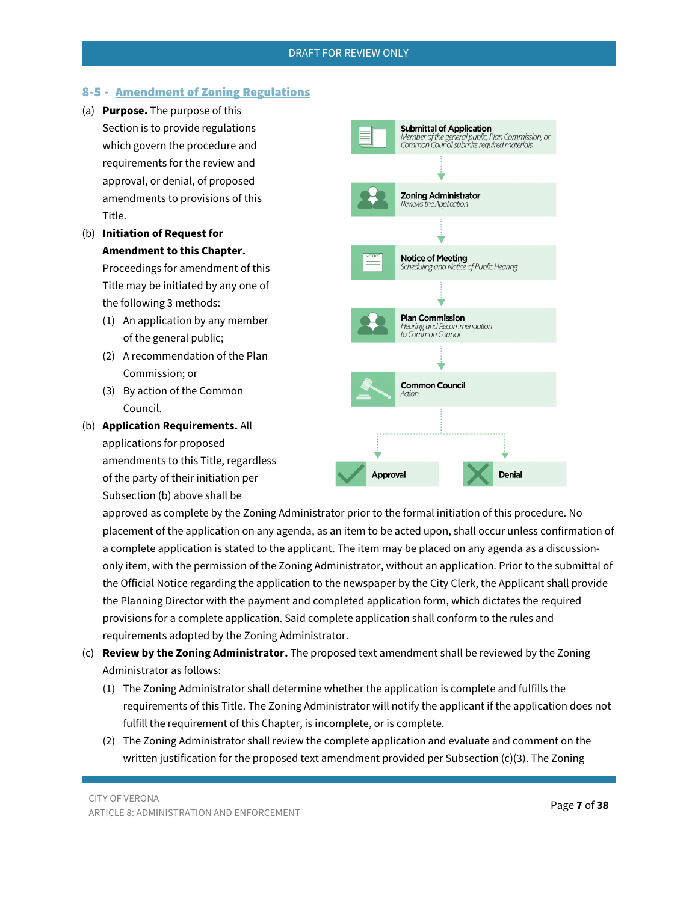## 8-5 - Amendment of Zoning Regulations

(a) **Purpose.** The purpose of this Section is to provide regulations which govern the procedure and requirements for the review and approval, or denial, of proposed amendments to provisions of this Title.

(b) **Initiation of Request for Amendment to this Chapter.** Proceedings for amendment of this Title may be initiated by any one of the following 3 methods:

  (1) An application by any member of the general public;

  (2) A recommendation of the Plan Commission; or

  (3) By action of the Common Council.

**Submittal of Application**
*Member of the general public, Plan Commission, or Common Council submits required materials*

↓

**Zoning Administrator**
*Reviews the Application*

↓

**Notice of Meeting**
*Scheduling and Notice of Public Hearing*

↓

**Plan Commission**
*Hearing and Recommendation to Common Council*

↓

**Common Council**
*Action*

↓

**Approval** | **Denial**

(b) **Application Requirements.** All applications for proposed amendments to this Title, regardless of the party of their initiation per Subsection (b) above shall be approved as complete by the Zoning Administrator prior to the formal initiation of this procedure. No placement of the application on any agenda, as an item to be acted upon, shall occur unless confirmation of a complete application is stated to the applicant. The item may be placed on any agenda as a discussion-only item, with the permission of the Zoning Administrator, without an application. Prior to the submittal of the Official Notice regarding the application to the newspaper by the City Clerk, the Applicant shall provide the Planning Director with the payment and completed application form, which dictates the required provisions for a complete application. Said complete application shall conform to the rules and requirements adopted by the Zoning Administrator.

(c) **Review by the Zoning Administrator.** The proposed text amendment shall be reviewed by the Zoning Administrator as follows:

  (1) The Zoning Administrator shall determine whether the application is complete and fulfills the requirements of this Title. The Zoning Administrator will notify the applicant if the application does not fulfill the requirement of this Chapter, is incomplete, or is complete.

  (2) The Zoning Administrator shall review the complete application and evaluate and comment on the written justification for the proposed text amendment provided per Subsection (c)(3). The Zoning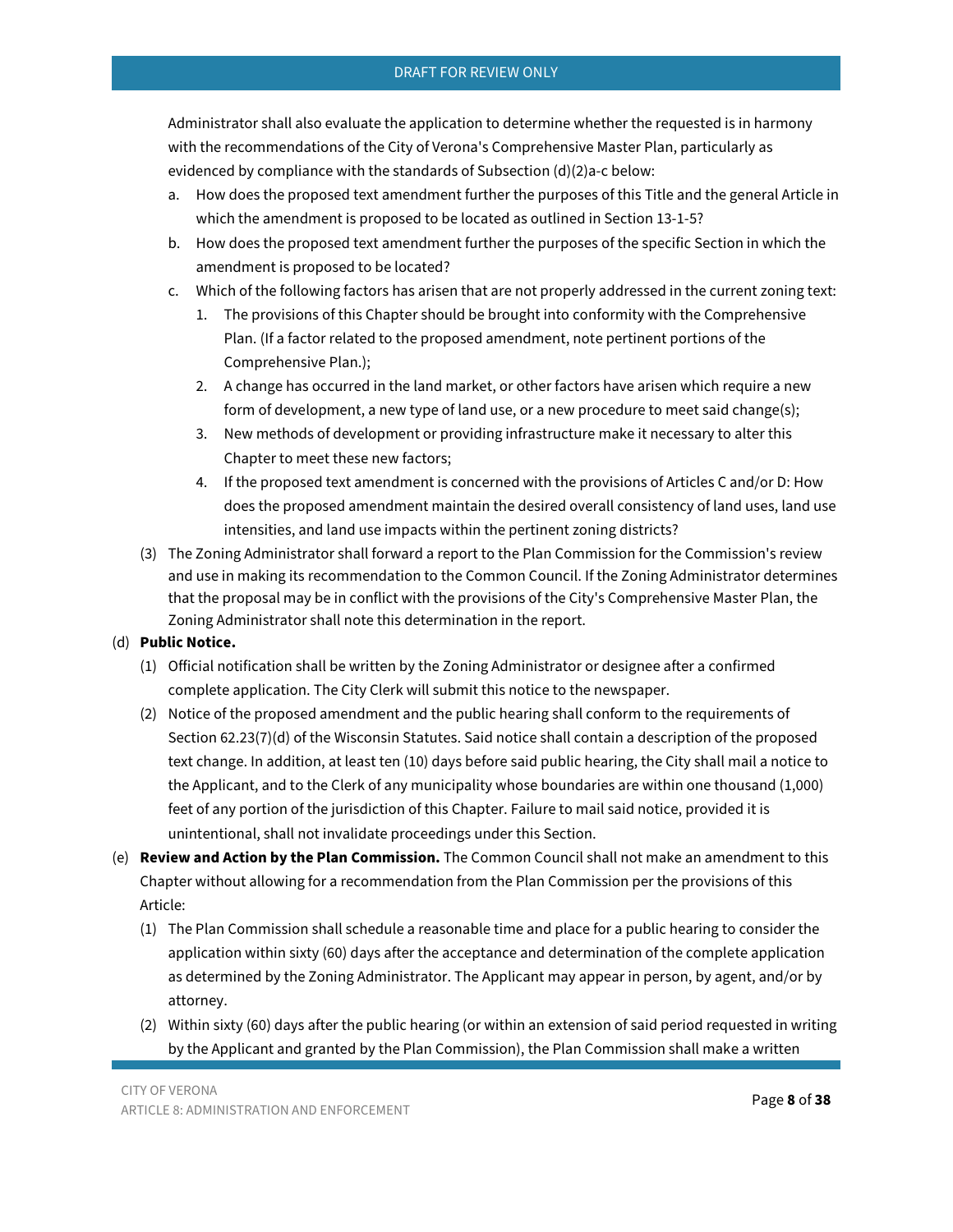Administrator shall also evaluate the application to determine whether the requested is in harmony with the recommendations of the City of Verona's Comprehensive Master Plan, particularly as evidenced by compliance with the standards of Subsection (d)(2)a-c below:

a. How does the proposed text amendment further the purposes of this Title and the general Article in which the amendment is proposed to be located as outlined in Section 13-1-5?
b. How does the proposed text amendment further the purposes of the specific Section in which the amendment is proposed to be located?
c. Which of the following factors has arisen that are not properly addressed in the current zoning text:
    1. The provisions of this Chapter should be brought into conformity with the Comprehensive Plan. (If a factor related to the proposed amendment, note pertinent portions of the Comprehensive Plan.);
    2. A change has occurred in the land market, or other factors have arisen which require a new form of development, a new type of land use, or a new procedure to meet said change(s);
    3. New methods of development or providing infrastructure make it necessary to alter this Chapter to meet these new factors;
    4. If the proposed text amendment is concerned with the provisions of Articles C and/or D: How does the proposed amendment maintain the desired overall consistency of land uses, land use intensities, and land use impacts within the pertinent zoning districts?

(3) The Zoning Administrator shall forward a report to the Plan Commission for the Commission's review and use in making its recommendation to the Common Council. If the Zoning Administrator determines that the proposal may be in conflict with the provisions of the City's Comprehensive Master Plan, the Zoning Administrator shall note this determination in the report.

(d) **Public Notice.**

(1) Official notification shall be written by the Zoning Administrator or designee after a confirmed complete application. The City Clerk will submit this notice to the newspaper.

(2) Notice of the proposed amendment and the public hearing shall conform to the requirements of Section 62.23(7)(d) of the Wisconsin Statutes. Said notice shall contain a description of the proposed text change. In addition, at least ten (10) days before said public hearing, the City shall mail a notice to the Applicant, and to the Clerk of any municipality whose boundaries are within one thousand (1,000) feet of any portion of the jurisdiction of this Chapter. Failure to mail said notice, provided it is unintentional, shall not invalidate proceedings under this Section.

(e) **Review and Action by the Plan Commission.** The Common Council shall not make an amendment to this Chapter without allowing for a recommendation from the Plan Commission per the provisions of this Article:

(1) The Plan Commission shall schedule a reasonable time and place for a public hearing to consider the application within sixty (60) days after the acceptance and determination of the complete application as determined by the Zoning Administrator. The Applicant may appear in person, by agent, and/or by attorney.

(2) Within sixty (60) days after the public hearing (or within an extension of said period requested in writing by the Applicant and granted by the Plan Commission), the Plan Commission shall make a written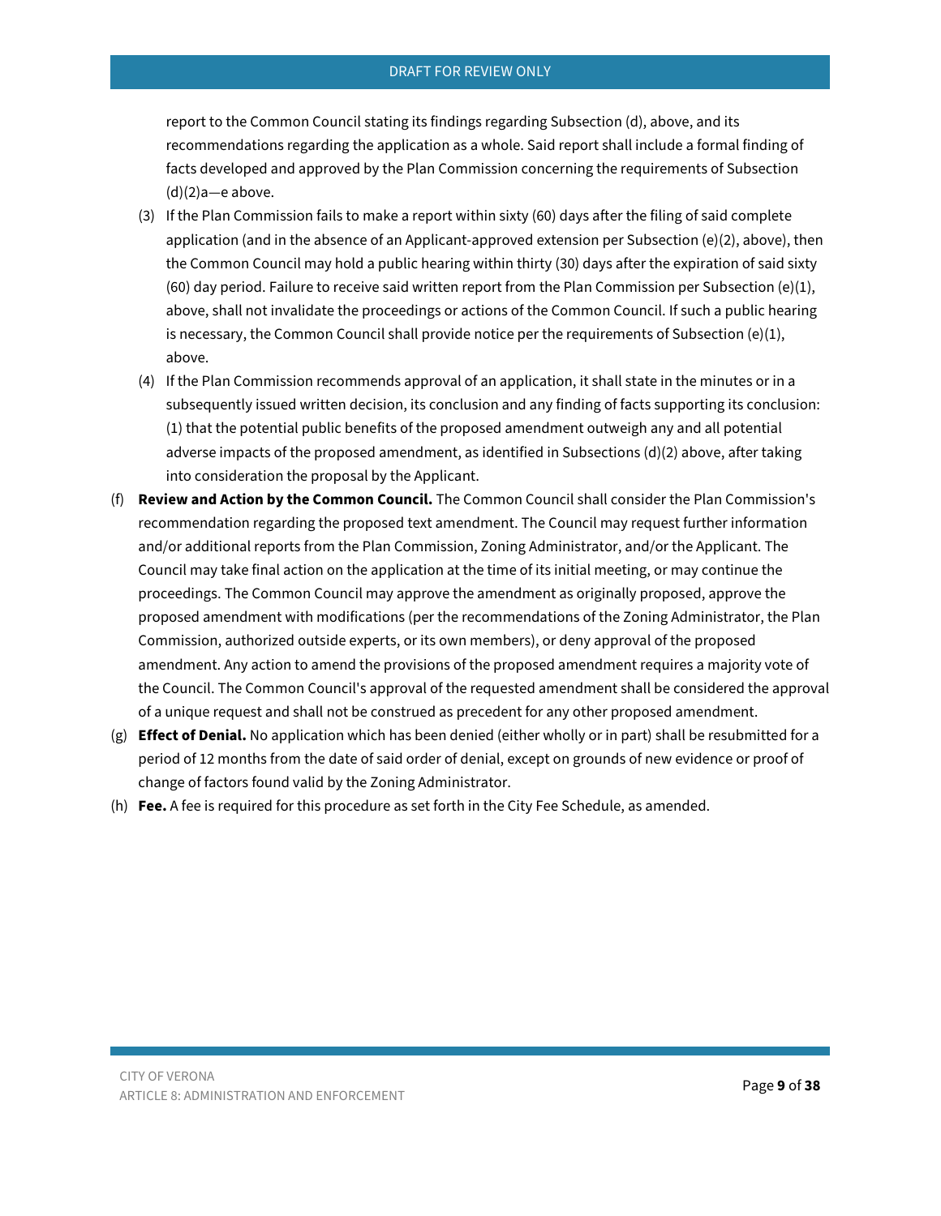report to the Common Council stating its findings regarding Subsection (d), above, and its recommendations regarding the application as a whole. Said report shall include a formal finding of facts developed and approved by the Plan Commission concerning the requirements of Subsection (d)(2)a—e above.

(3) If the Plan Commission fails to make a report within sixty (60) days after the filing of said complete application (and in the absence of an Applicant-approved extension per Subsection (e)(2), above), then the Common Council may hold a public hearing within thirty (30) days after the expiration of said sixty (60) day period. Failure to receive said written report from the Plan Commission per Subsection (e)(1), above, shall not invalidate the proceedings or actions of the Common Council. If such a public hearing is necessary, the Common Council shall provide notice per the requirements of Subsection (e)(1), above.

(4) If the Plan Commission recommends approval of an application, it shall state in the minutes or in a subsequently issued written decision, its conclusion and any finding of facts supporting its conclusion: (1) that the potential public benefits of the proposed amendment outweigh any and all potential adverse impacts of the proposed amendment, as identified in Subsections (d)(2) above, after taking into consideration the proposal by the Applicant.

(f) **Review and Action by the Common Council.** The Common Council shall consider the Plan Commission's recommendation regarding the proposed text amendment. The Council may request further information and/or additional reports from the Plan Commission, Zoning Administrator, and/or the Applicant. The Council may take final action on the application at the time of its initial meeting, or may continue the proceedings. The Common Council may approve the amendment as originally proposed, approve the proposed amendment with modifications (per the recommendations of the Zoning Administrator, the Plan Commission, authorized outside experts, or its own members), or deny approval of the proposed amendment. Any action to amend the provisions of the proposed amendment requires a majority vote of the Council. The Common Council's approval of the requested amendment shall be considered the approval of a unique request and shall not be construed as precedent for any other proposed amendment.

(g) **Effect of Denial.** No application which has been denied (either wholly or in part) shall be resubmitted for a period of 12 months from the date of said order of denial, except on grounds of new evidence or proof of change of factors found valid by the Zoning Administrator.

(h) **Fee.** A fee is required for this procedure as set forth in the City Fee Schedule, as amended.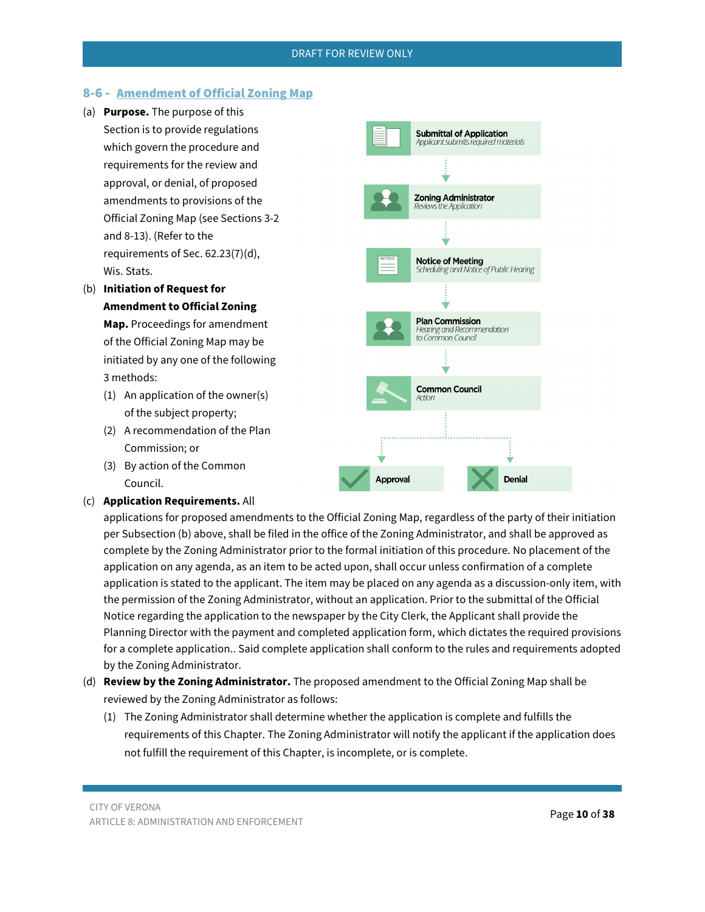## 8-6 - Amendment of Official Zoning Map

(a) **Purpose.** The purpose of this Section is to provide regulations which govern the procedure and requirements for the review and approval, or denial, of proposed amendments to provisions of the Official Zoning Map (see Sections 3-2 and 8-13). (Refer to the requirements of Sec. 62.23(7)(d), Wis. Stats.

(b) **Initiation of Request for Amendment to Official Zoning Map.** Proceedings for amendment of the Official Zoning Map may be initiated by any one of the following 3 methods:

(1) An application of the owner(s) of the subject property;

(2) A recommendation of the Plan Commission; or

(3) By action of the Common Council.

**Submittal of Application**
*Applicant submits required materials*

**Zoning Administrator**
*Reviews the Application*

**Notice of Meeting**
*Scheduling and Notice of Public Hearing*

**Plan Commission**
*Hearing and Recommendation to Common Council*

**Common Council**
*Action*

**Approval** | **Denial**

(c) **Application Requirements.** All applications for proposed amendments to the Official Zoning Map, regardless of the party of their initiation per Subsection (b) above, shall be filed in the office of the Zoning Administrator, and shall be approved as complete by the Zoning Administrator prior to the formal initiation of this procedure. No placement of the application on any agenda, as an item to be acted upon, shall occur unless confirmation of a complete application is stated to the applicant. The item may be placed on any agenda as a discussion-only item, with the permission of the Zoning Administrator, without an application. Prior to the submittal of the Official Notice regarding the application to the newspaper by the City Clerk, the Applicant shall provide the Planning Director with the payment and completed application form, which dictates the required provisions for a complete application.. Said complete application shall conform to the rules and requirements adopted by the Zoning Administrator.

(d) **Review by the Zoning Administrator.** The proposed amendment to the Official Zoning Map shall be reviewed by the Zoning Administrator as follows:

(1) The Zoning Administrator shall determine whether the application is complete and fulfills the requirements of this Chapter. The Zoning Administrator will notify the applicant if the application does not fulfill the requirement of this Chapter, is incomplete, or is complete.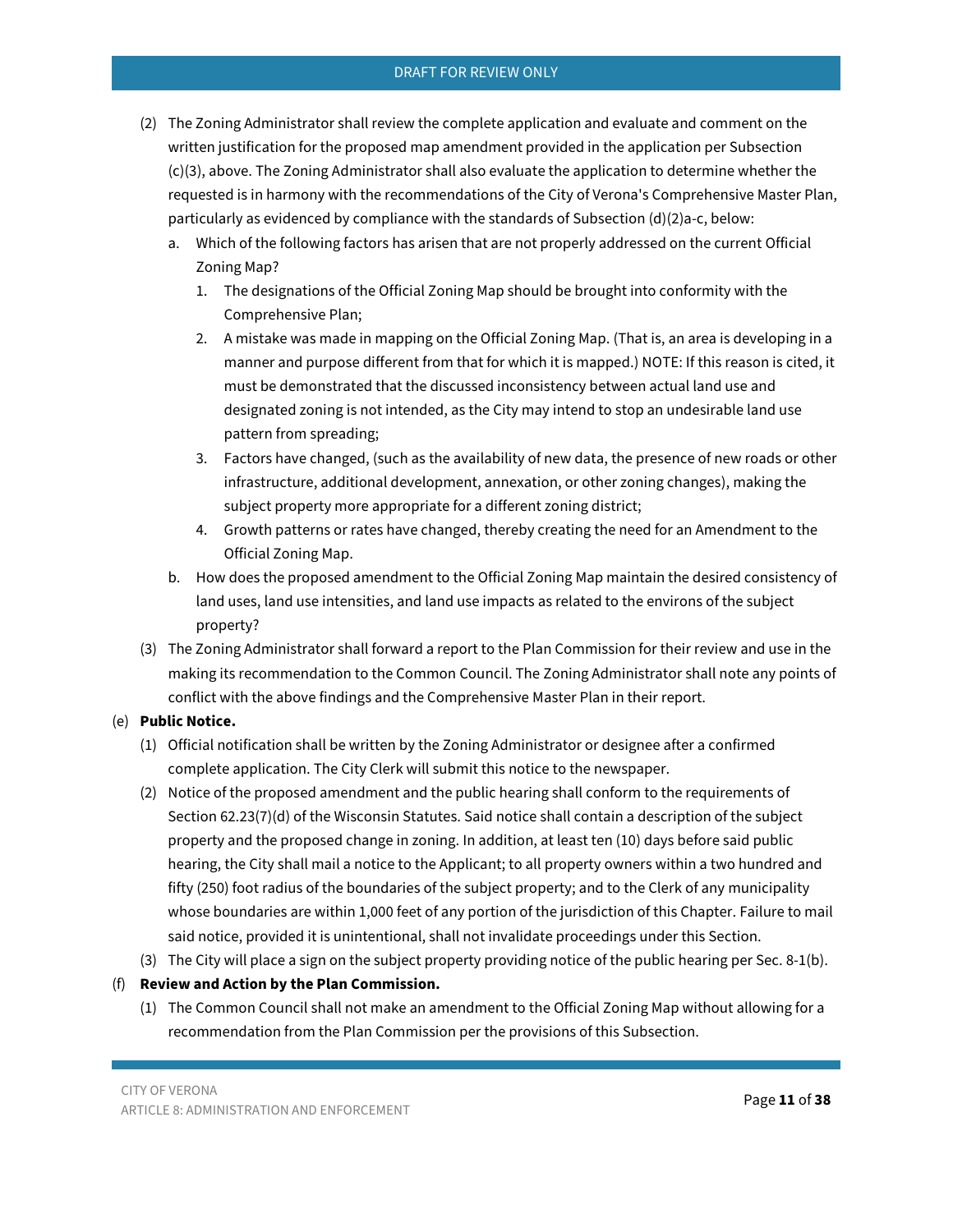(2) The Zoning Administrator shall review the complete application and evaluate and comment on the written justification for the proposed map amendment provided in the application per Subsection (c)(3), above. The Zoning Administrator shall also evaluate the application to determine whether the requested is in harmony with the recommendations of the City of Verona's Comprehensive Master Plan, particularly as evidenced by compliance with the standards of Subsection (d)(2)a-c, below:

   a. Which of the following factors has arisen that are not properly addressed on the current Official Zoning Map?

      1. The designations of the Official Zoning Map should be brought into conformity with the Comprehensive Plan;

      2. A mistake was made in mapping on the Official Zoning Map. (That is, an area is developing in a manner and purpose different from that for which it is mapped.) NOTE: If this reason is cited, it must be demonstrated that the discussed inconsistency between actual land use and designated zoning is not intended, as the City may intend to stop an undesirable land use pattern from spreading;

      3. Factors have changed, (such as the availability of new data, the presence of new roads or other infrastructure, additional development, annexation, or other zoning changes), making the subject property more appropriate for a different zoning district;

      4. Growth patterns or rates have changed, thereby creating the need for an Amendment to the Official Zoning Map.

   b. How does the proposed amendment to the Official Zoning Map maintain the desired consistency of land uses, land use intensities, and land use impacts as related to the environs of the subject property?

(3) The Zoning Administrator shall forward a report to the Plan Commission for their review and use in the making its recommendation to the Common Council. The Zoning Administrator shall note any points of conflict with the above findings and the Comprehensive Master Plan in their report.

(e) **Public Notice.**

(1) Official notification shall be written by the Zoning Administrator or designee after a confirmed complete application. The City Clerk will submit this notice to the newspaper.

(2) Notice of the proposed amendment and the public hearing shall conform to the requirements of Section 62.23(7)(d) of the Wisconsin Statutes. Said notice shall contain a description of the subject property and the proposed change in zoning. In addition, at least ten (10) days before said public hearing, the City shall mail a notice to the Applicant; to all property owners within a two hundred and fifty (250) foot radius of the boundaries of the subject property; and to the Clerk of any municipality whose boundaries are within 1,000 feet of any portion of the jurisdiction of this Chapter. Failure to mail said notice, provided it is unintentional, shall not invalidate proceedings under this Section.

(3) The City will place a sign on the subject property providing notice of the public hearing per Sec. 8-1(b).

(f) **Review and Action by the Plan Commission.**

(1) The Common Council shall not make an amendment to the Official Zoning Map without allowing for a recommendation from the Plan Commission per the provisions of this Subsection.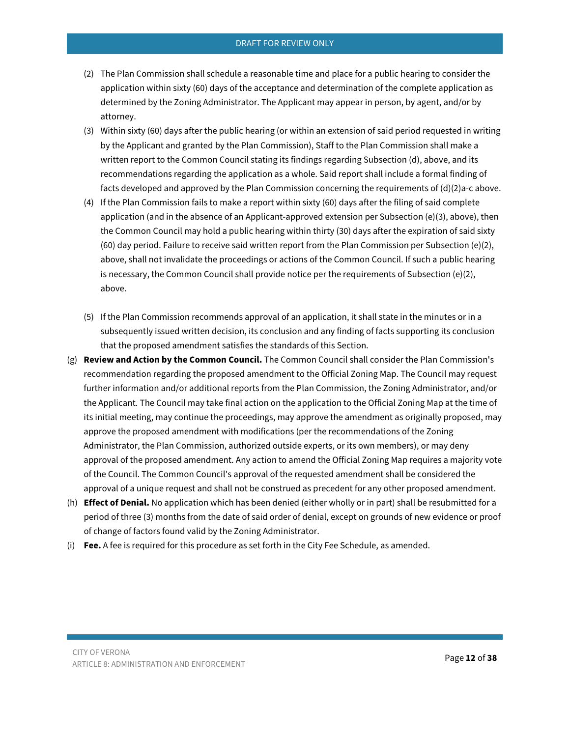(2) The Plan Commission shall schedule a reasonable time and place for a public hearing to consider the application within sixty (60) days of the acceptance and determination of the complete application as determined by the Zoning Administrator. The Applicant may appear in person, by agent, and/or by attorney.

(3) Within sixty (60) days after the public hearing (or within an extension of said period requested in writing by the Applicant and granted by the Plan Commission), Staff to the Plan Commission shall make a written report to the Common Council stating its findings regarding Subsection (d), above, and its recommendations regarding the application as a whole. Said report shall include a formal finding of facts developed and approved by the Plan Commission concerning the requirements of (d)(2)a-c above.

(4) If the Plan Commission fails to make a report within sixty (60) days after the filing of said complete application (and in the absence of an Applicant-approved extension per Subsection (e)(3), above), then the Common Council may hold a public hearing within thirty (30) days after the expiration of said sixty (60) day period. Failure to receive said written report from the Plan Commission per Subsection (e)(2), above, shall not invalidate the proceedings or actions of the Common Council. If such a public hearing is necessary, the Common Council shall provide notice per the requirements of Subsection (e)(2), above.

(5) If the Plan Commission recommends approval of an application, it shall state in the minutes or in a subsequently issued written decision, its conclusion and any finding of facts supporting its conclusion that the proposed amendment satisfies the standards of this Section.

(g) **Review and Action by the Common Council.** The Common Council shall consider the Plan Commission's recommendation regarding the proposed amendment to the Official Zoning Map. The Council may request further information and/or additional reports from the Plan Commission, the Zoning Administrator, and/or the Applicant. The Council may take final action on the application to the Official Zoning Map at the time of its initial meeting, may continue the proceedings, may approve the amendment as originally proposed, may approve the proposed amendment with modifications (per the recommendations of the Zoning Administrator, the Plan Commission, authorized outside experts, or its own members), or may deny approval of the proposed amendment. Any action to amend the Official Zoning Map requires a majority vote of the Council. The Common Council's approval of the requested amendment shall be considered the approval of a unique request and shall not be construed as precedent for any other proposed amendment.

(h) **Effect of Denial.** No application which has been denied (either wholly or in part) shall be resubmitted for a period of three (3) months from the date of said order of denial, except on grounds of new evidence or proof of change of factors found valid by the Zoning Administrator.

(i) **Fee.** A fee is required for this procedure as set forth in the City Fee Schedule, as amended.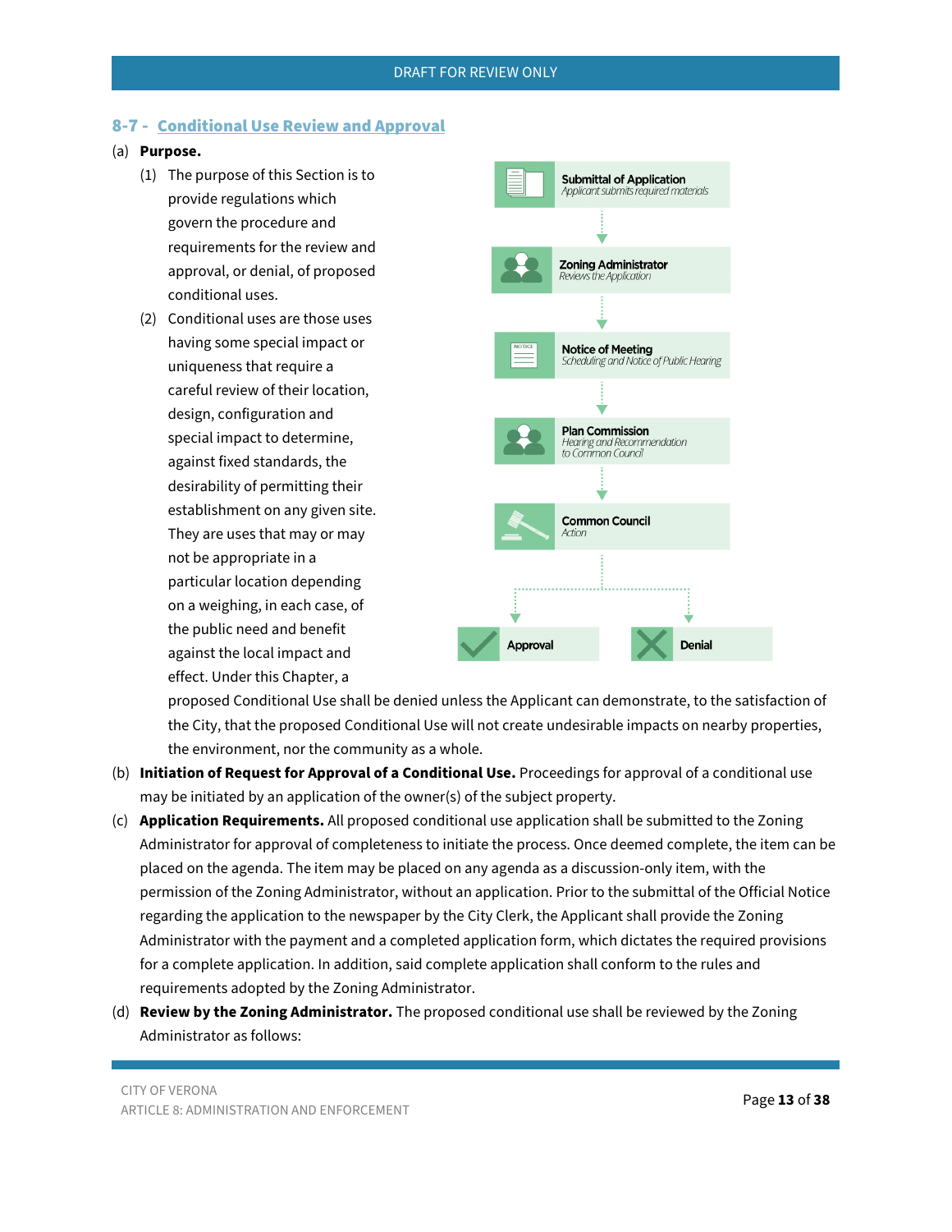## 8-7 - Conditional Use Review and Approval

(a) **Purpose.**

(1) The purpose of this Section is to provide regulations which govern the procedure and requirements for the review and approval, or denial, of proposed conditional uses.

(2) Conditional uses are those uses having some special impact or uniqueness that require a careful review of their location, design, configuration and special impact to determine, against fixed standards, the desirability of permitting their establishment on any given site. They are uses that may or may not be appropriate in a particular location depending on a weighing, in each case, of the public need and benefit against the local impact and effect. Under this Chapter, a proposed Conditional Use shall be denied unless the Applicant can demonstrate, to the satisfaction of the City, that the proposed Conditional Use will not create undesirable impacts on nearby properties, the environment, nor the community as a whole.

**Submittal of Application**
*Applicant submits required materials*

↓

**Zoning Administrator**
*Reviews the Application*

↓

**Notice of Meeting**
*Scheduling and Notice of Public Hearing*

↓

**Plan Commission**
*Hearing and Recommendation to Common Council*

↓

**Common Council**
*Action*

↓

**Approval** | **Denial**

(b) **Initiation of Request for Approval of a Conditional Use.** Proceedings for approval of a conditional use may be initiated by an application of the owner(s) of the subject property.

(c) **Application Requirements.** All proposed conditional use application shall be submitted to the Zoning Administrator for approval of completeness to initiate the process. Once deemed complete, the item can be placed on the agenda. The item may be placed on any agenda as a discussion-only item, with the permission of the Zoning Administrator, without an application. Prior to the submittal of the Official Notice regarding the application to the newspaper by the City Clerk, the Applicant shall provide the Zoning Administrator with the payment and a completed application form, which dictates the required provisions for a complete application. In addition, said complete application shall conform to the rules and requirements adopted by the Zoning Administrator.

(d) **Review by the Zoning Administrator.** The proposed conditional use shall be reviewed by the Zoning Administrator as follows: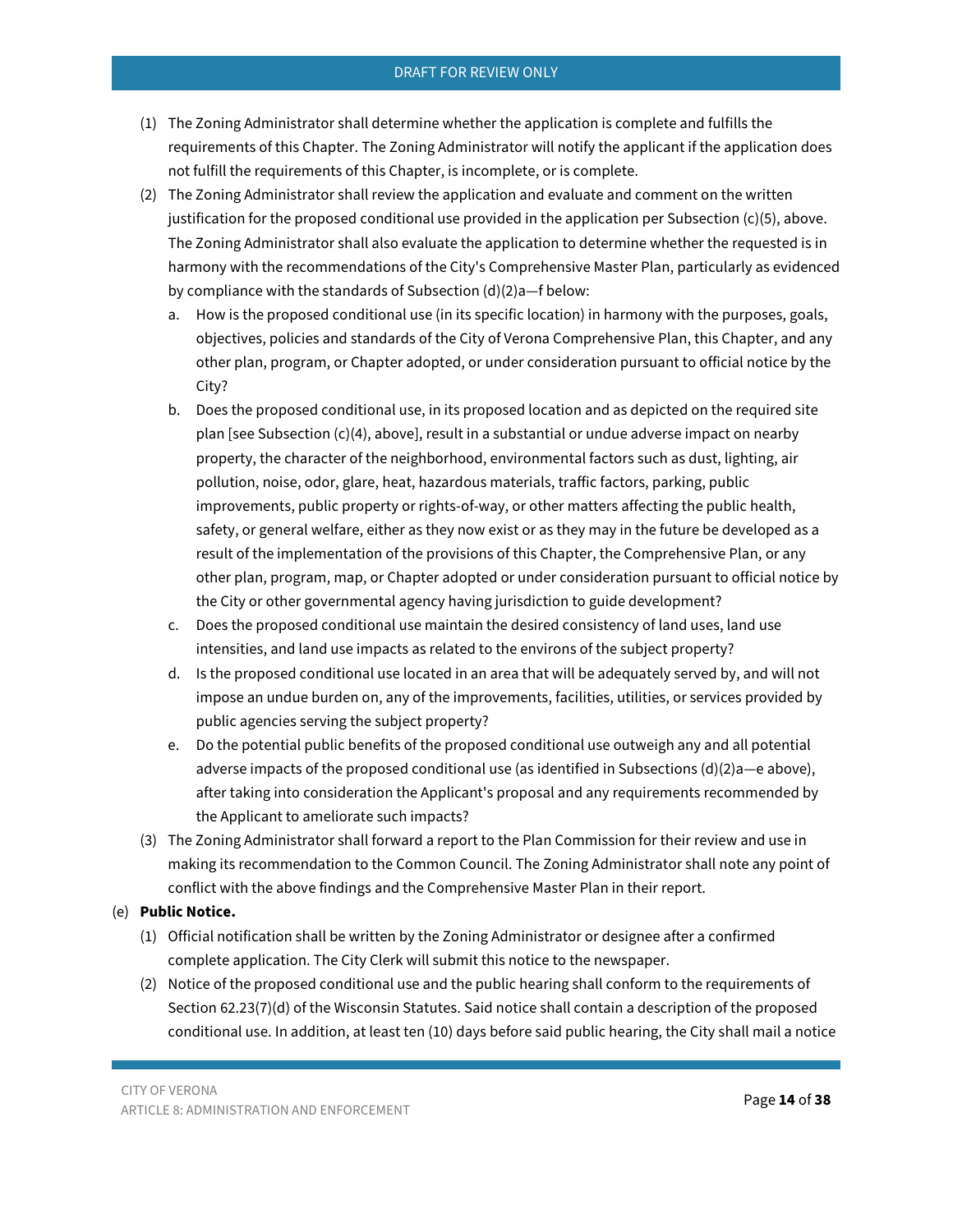(1) The Zoning Administrator shall determine whether the application is complete and fulfills the requirements of this Chapter. The Zoning Administrator will notify the applicant if the application does not fulfill the requirements of this Chapter, is incomplete, or is complete.

(2) The Zoning Administrator shall review the application and evaluate and comment on the written justification for the proposed conditional use provided in the application per Subsection (c)(5), above. The Zoning Administrator shall also evaluate the application to determine whether the requested is in harmony with the recommendations of the City's Comprehensive Master Plan, particularly as evidenced by compliance with the standards of Subsection (d)(2)a—f below:

   a. How is the proposed conditional use (in its specific location) in harmony with the purposes, goals, objectives, policies and standards of the City of Verona Comprehensive Plan, this Chapter, and any other plan, program, or Chapter adopted, or under consideration pursuant to official notice by the City?

   b. Does the proposed conditional use, in its proposed location and as depicted on the required site plan [see Subsection (c)(4), above], result in a substantial or undue adverse impact on nearby property, the character of the neighborhood, environmental factors such as dust, lighting, air pollution, noise, odor, glare, heat, hazardous materials, traffic factors, parking, public improvements, public property or rights-of-way, or other matters affecting the public health, safety, or general welfare, either as they now exist or as they may in the future be developed as a result of the implementation of the provisions of this Chapter, the Comprehensive Plan, or any other plan, program, map, or Chapter adopted or under consideration pursuant to official notice by the City or other governmental agency having jurisdiction to guide development?

   c. Does the proposed conditional use maintain the desired consistency of land uses, land use intensities, and land use impacts as related to the environs of the subject property?

   d. Is the proposed conditional use located in an area that will be adequately served by, and will not impose an undue burden on, any of the improvements, facilities, utilities, or services provided by public agencies serving the subject property?

   e. Do the potential public benefits of the proposed conditional use outweigh any and all potential adverse impacts of the proposed conditional use (as identified in Subsections (d)(2)a—e above), after taking into consideration the Applicant's proposal and any requirements recommended by the Applicant to ameliorate such impacts?

(3) The Zoning Administrator shall forward a report to the Plan Commission for their review and use in making its recommendation to the Common Council. The Zoning Administrator shall note any point of conflict with the above findings and the Comprehensive Master Plan in their report.

(e) **Public Notice.**

(1) Official notification shall be written by the Zoning Administrator or designee after a confirmed complete application. The City Clerk will submit this notice to the newspaper.

(2) Notice of the proposed conditional use and the public hearing shall conform to the requirements of Section 62.23(7)(d) of the Wisconsin Statutes. Said notice shall contain a description of the proposed conditional use. In addition, at least ten (10) days before said public hearing, the City shall mail a notice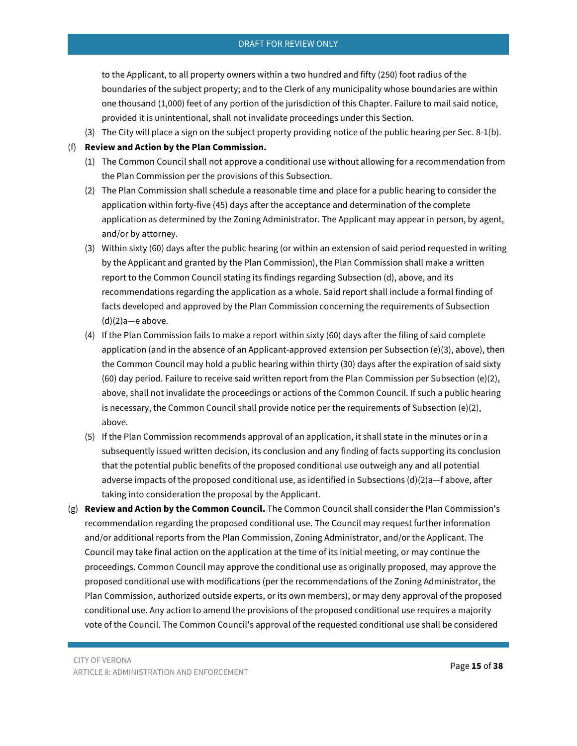to the Applicant, to all property owners within a two hundred and fifty (250) foot radius of the boundaries of the subject property; and to the Clerk of any municipality whose boundaries are within one thousand (1,000) feet of any portion of the jurisdiction of this Chapter. Failure to mail said notice, provided it is unintentional, shall not invalidate proceedings under this Section.

(3) The City will place a sign on the subject property providing notice of the public hearing per Sec. 8-1(b).

(f) **Review and Action by the Plan Commission.**

(1) The Common Council shall not approve a conditional use without allowing for a recommendation from the Plan Commission per the provisions of this Subsection.

(2) The Plan Commission shall schedule a reasonable time and place for a public hearing to consider the application within forty-five (45) days after the acceptance and determination of the complete application as determined by the Zoning Administrator. The Applicant may appear in person, by agent, and/or by attorney.

(3) Within sixty (60) days after the public hearing (or within an extension of said period requested in writing by the Applicant and granted by the Plan Commission), the Plan Commission shall make a written report to the Common Council stating its findings regarding Subsection (d), above, and its recommendations regarding the application as a whole. Said report shall include a formal finding of facts developed and approved by the Plan Commission concerning the requirements of Subsection (d)(2)a—e above.

(4) If the Plan Commission fails to make a report within sixty (60) days after the filing of said complete application (and in the absence of an Applicant-approved extension per Subsection (e)(3), above), then the Common Council may hold a public hearing within thirty (30) days after the expiration of said sixty (60) day period. Failure to receive said written report from the Plan Commission per Subsection (e)(2), above, shall not invalidate the proceedings or actions of the Common Council. If such a public hearing is necessary, the Common Council shall provide notice per the requirements of Subsection (e)(2), above.

(5) If the Plan Commission recommends approval of an application, it shall state in the minutes or in a subsequently issued written decision, its conclusion and any finding of facts supporting its conclusion that the potential public benefits of the proposed conditional use outweigh any and all potential adverse impacts of the proposed conditional use, as identified in Subsections (d)(2)a—f above, after taking into consideration the proposal by the Applicant.

(g) **Review and Action by the Common Council.** The Common Council shall consider the Plan Commission's recommendation regarding the proposed conditional use. The Council may request further information and/or additional reports from the Plan Commission, Zoning Administrator, and/or the Applicant. The Council may take final action on the application at the time of its initial meeting, or may continue the proceedings. Common Council may approve the conditional use as originally proposed, may approve the proposed conditional use with modifications (per the recommendations of the Zoning Administrator, the Plan Commission, authorized outside experts, or its own members), or may deny approval of the proposed conditional use. Any action to amend the provisions of the proposed conditional use requires a majority vote of the Council. The Common Council's approval of the requested conditional use shall be considered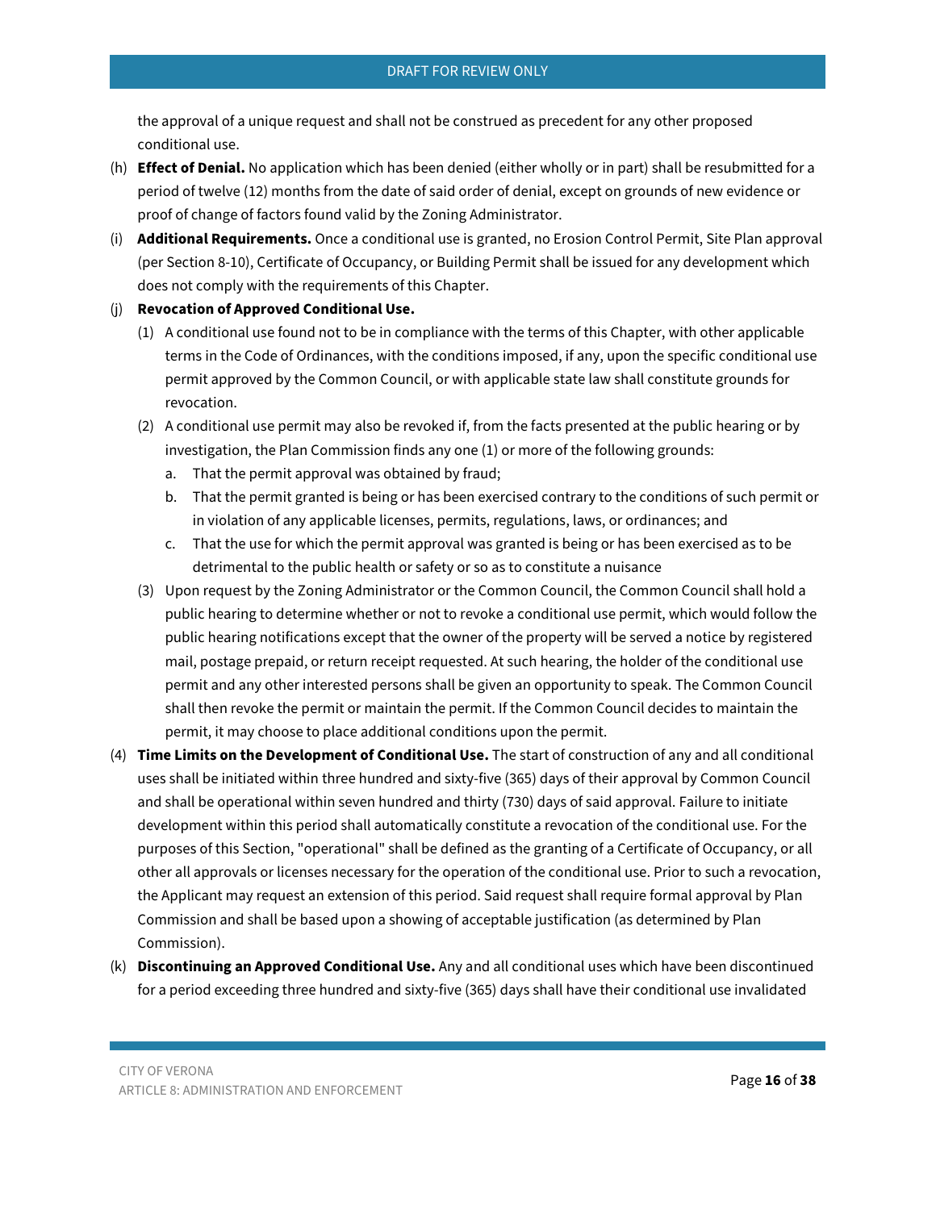the approval of a unique request and shall not be construed as precedent for any other proposed conditional use.

(h) **Effect of Denial.** No application which has been denied (either wholly or in part) shall be resubmitted for a period of twelve (12) months from the date of said order of denial, except on grounds of new evidence or proof of change of factors found valid by the Zoning Administrator.

(i) **Additional Requirements.** Once a conditional use is granted, no Erosion Control Permit, Site Plan approval (per Section 8-10), Certificate of Occupancy, or Building Permit shall be issued for any development which does not comply with the requirements of this Chapter.

(j) **Revocation of Approved Conditional Use.**

   (1) A conditional use found not to be in compliance with the terms of this Chapter, with other applicable terms in the Code of Ordinances, with the conditions imposed, if any, upon the specific conditional use permit approved by the Common Council, or with applicable state law shall constitute grounds for revocation.

   (2) A conditional use permit may also be revoked if, from the facts presented at the public hearing or by investigation, the Plan Commission finds any one (1) or more of the following grounds:

      a. That the permit approval was obtained by fraud;

      b. That the permit granted is being or has been exercised contrary to the conditions of such permit or in violation of any applicable licenses, permits, regulations, laws, or ordinances; and

      c. That the use for which the permit approval was granted is being or has been exercised as to be detrimental to the public health or safety or so as to constitute a nuisance

   (3) Upon request by the Zoning Administrator or the Common Council, the Common Council shall hold a public hearing to determine whether or not to revoke a conditional use permit, which would follow the public hearing notifications except that the owner of the property will be served a notice by registered mail, postage prepaid, or return receipt requested. At such hearing, the holder of the conditional use permit and any other interested persons shall be given an opportunity to speak. The Common Council shall then revoke the permit or maintain the permit. If the Common Council decides to maintain the permit, it may choose to place additional conditions upon the permit.

(4) **Time Limits on the Development of Conditional Use.** The start of construction of any and all conditional uses shall be initiated within three hundred and sixty-five (365) days of their approval by Common Council and shall be operational within seven hundred and thirty (730) days of said approval. Failure to initiate development within this period shall automatically constitute a revocation of the conditional use. For the purposes of this Section, "operational" shall be defined as the granting of a Certificate of Occupancy, or all other all approvals or licenses necessary for the operation of the conditional use. Prior to such a revocation, the Applicant may request an extension of this period. Said request shall require formal approval by Plan Commission and shall be based upon a showing of acceptable justification (as determined by Plan Commission).

(k) **Discontinuing an Approved Conditional Use.** Any and all conditional uses which have been discontinued for a period exceeding three hundred and sixty-five (365) days shall have their conditional use invalidated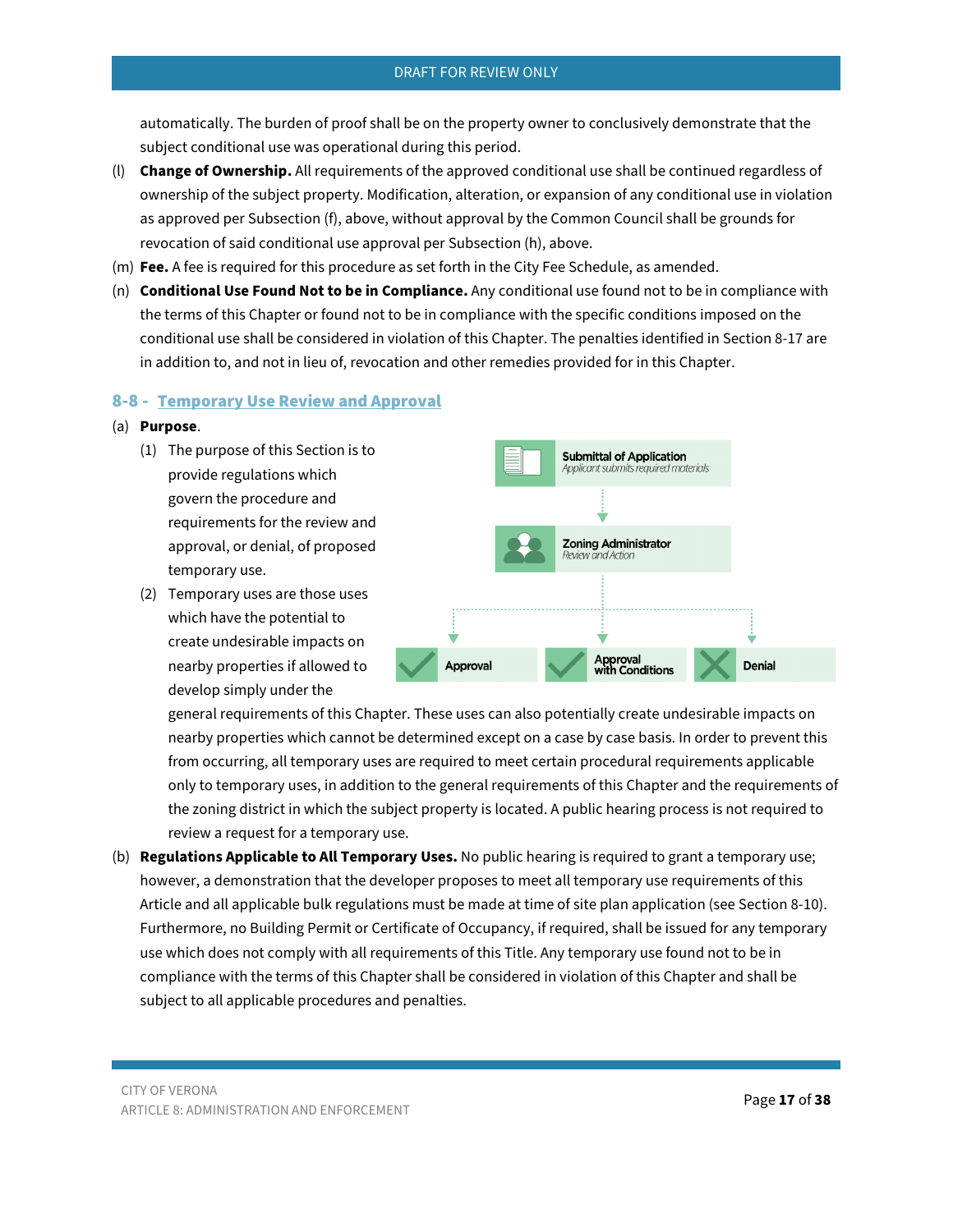automatically. The burden of proof shall be on the property owner to conclusively demonstrate that the subject conditional use was operational during this period.

(l) **Change of Ownership.** All requirements of the approved conditional use shall be continued regardless of ownership of the subject property. Modification, alteration, or expansion of any conditional use in violation as approved per Subsection (f), above, without approval by the Common Council shall be grounds for revocation of said conditional use approval per Subsection (h), above.

(m) **Fee.** A fee is required for this procedure as set forth in the City Fee Schedule, as amended.

(n) **Conditional Use Found Not to be in Compliance.** Any conditional use found not to be in compliance with the terms of this Chapter or found not to be in compliance with the specific conditions imposed on the conditional use shall be considered in violation of this Chapter. The penalties identified in Section 8-17 are in addition to, and not in lieu of, revocation and other remedies provided for in this Chapter.

## 8-8 - Temporary Use Review and Approval

(a) **Purpose**.

(1) The purpose of this Section is to provide regulations which govern the procedure and requirements for the review and approval, or denial, of proposed temporary use.

(2) Temporary uses are those uses which have the potential to create undesirable impacts on nearby properties if allowed to develop simply under the general requirements of this Chapter. These uses can also potentially create undesirable impacts on nearby properties which cannot be determined except on a case by case basis. In order to prevent this from occurring, all temporary uses are required to meet certain procedural requirements applicable only to temporary uses, in addition to the general requirements of this Chapter and the requirements of the zoning district in which the subject property is located. A public hearing process is not required to review a request for a temporary use.

**Submittal of Application** — *Applicant submits required materials*

**Zoning Administrator** — *Review and Action*

Approval | Approval with Conditions | Denial

(b) **Regulations Applicable to All Temporary Uses.** No public hearing is required to grant a temporary use; however, a demonstration that the developer proposes to meet all temporary use requirements of this Article and all applicable bulk regulations must be made at time of site plan application (see Section 8-10). Furthermore, no Building Permit or Certificate of Occupancy, if required, shall be issued for any temporary use which does not comply with all requirements of this Title. Any temporary use found not to be in compliance with the terms of this Chapter shall be considered in violation of this Chapter and shall be subject to all applicable procedures and penalties.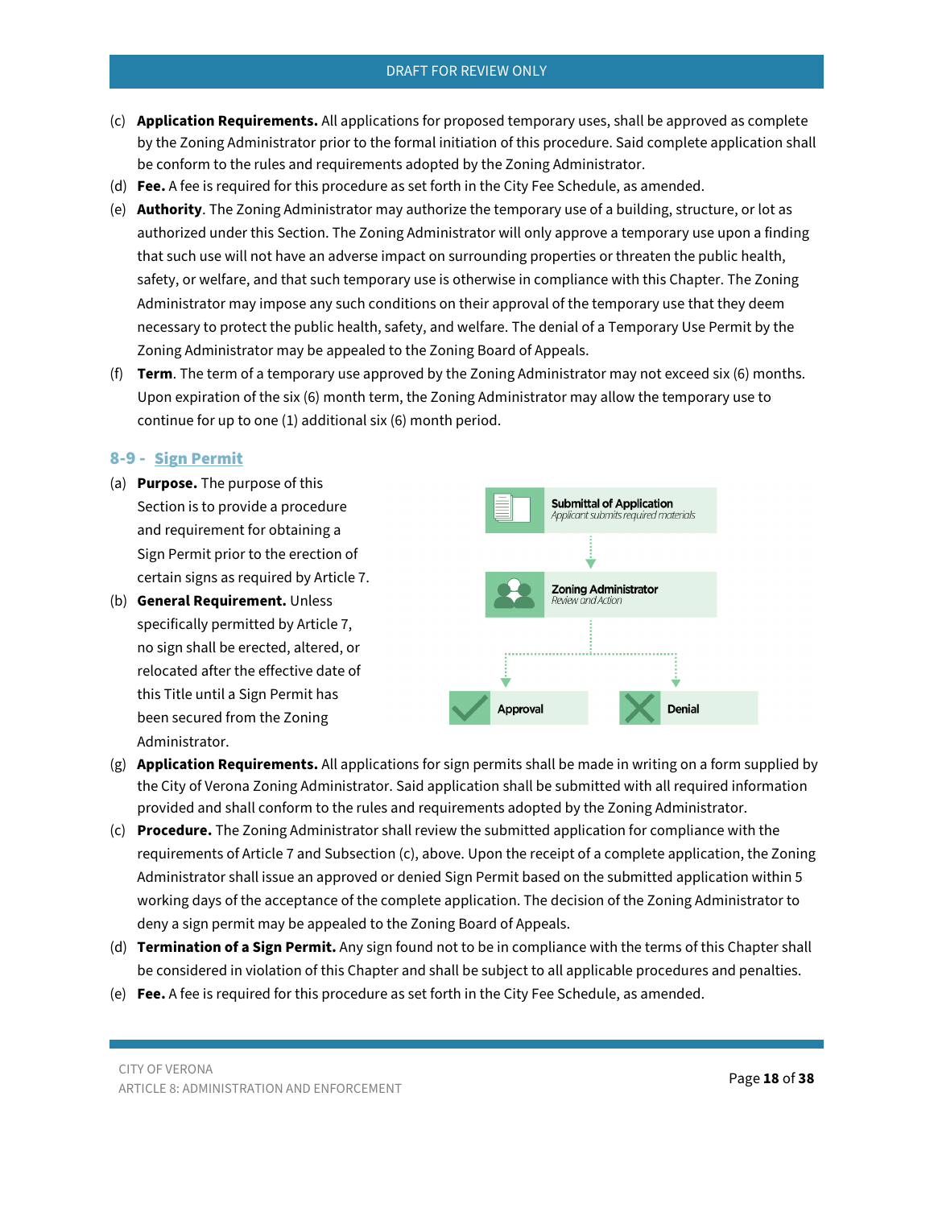(c) **Application Requirements.** All applications for proposed temporary uses, shall be approved as complete by the Zoning Administrator prior to the formal initiation of this procedure. Said complete application shall be conform to the rules and requirements adopted by the Zoning Administrator.

(d) **Fee.** A fee is required for this procedure as set forth in the City Fee Schedule, as amended.

(e) **Authority**. The Zoning Administrator may authorize the temporary use of a building, structure, or lot as authorized under this Section. The Zoning Administrator will only approve a temporary use upon a finding that such use will not have an adverse impact on surrounding properties or threaten the public health, safety, or welfare, and that such temporary use is otherwise in compliance with this Chapter. The Zoning Administrator may impose any such conditions on their approval of the temporary use that they deem necessary to protect the public health, safety, and welfare. The denial of a Temporary Use Permit by the Zoning Administrator may be appealed to the Zoning Board of Appeals.

(f) **Term**. The term of a temporary use approved by the Zoning Administrator may not exceed six (6) months. Upon expiration of the six (6) month term, the Zoning Administrator may allow the temporary use to continue for up to one (1) additional six (6) month period.

## 8-9 - Sign Permit

(a) **Purpose.** The purpose of this Section is to provide a procedure and requirement for obtaining a Sign Permit prior to the erection of certain signs as required by Article 7.

(b) **General Requirement.** Unless specifically permitted by Article 7, no sign shall be erected, altered, or relocated after the effective date of this Title until a Sign Permit has been secured from the Zoning Administrator.

**Submittal of Application**
*Applicant submits required materials*

↓

**Zoning Administrator**
*Review and Action*

↓

**Approval** | **Denial**

(g) **Application Requirements.** All applications for sign permits shall be made in writing on a form supplied by the City of Verona Zoning Administrator. Said application shall be submitted with all required information provided and shall conform to the rules and requirements adopted by the Zoning Administrator.

(c) **Procedure.** The Zoning Administrator shall review the submitted application for compliance with the requirements of Article 7 and Subsection (c), above. Upon the receipt of a complete application, the Zoning Administrator shall issue an approved or denied Sign Permit based on the submitted application within 5 working days of the acceptance of the complete application. The decision of the Zoning Administrator to deny a sign permit may be appealed to the Zoning Board of Appeals.

(d) **Termination of a Sign Permit.** Any sign found not to be in compliance with the terms of this Chapter shall be considered in violation of this Chapter and shall be subject to all applicable procedures and penalties.

(e) **Fee.** A fee is required for this procedure as set forth in the City Fee Schedule, as amended.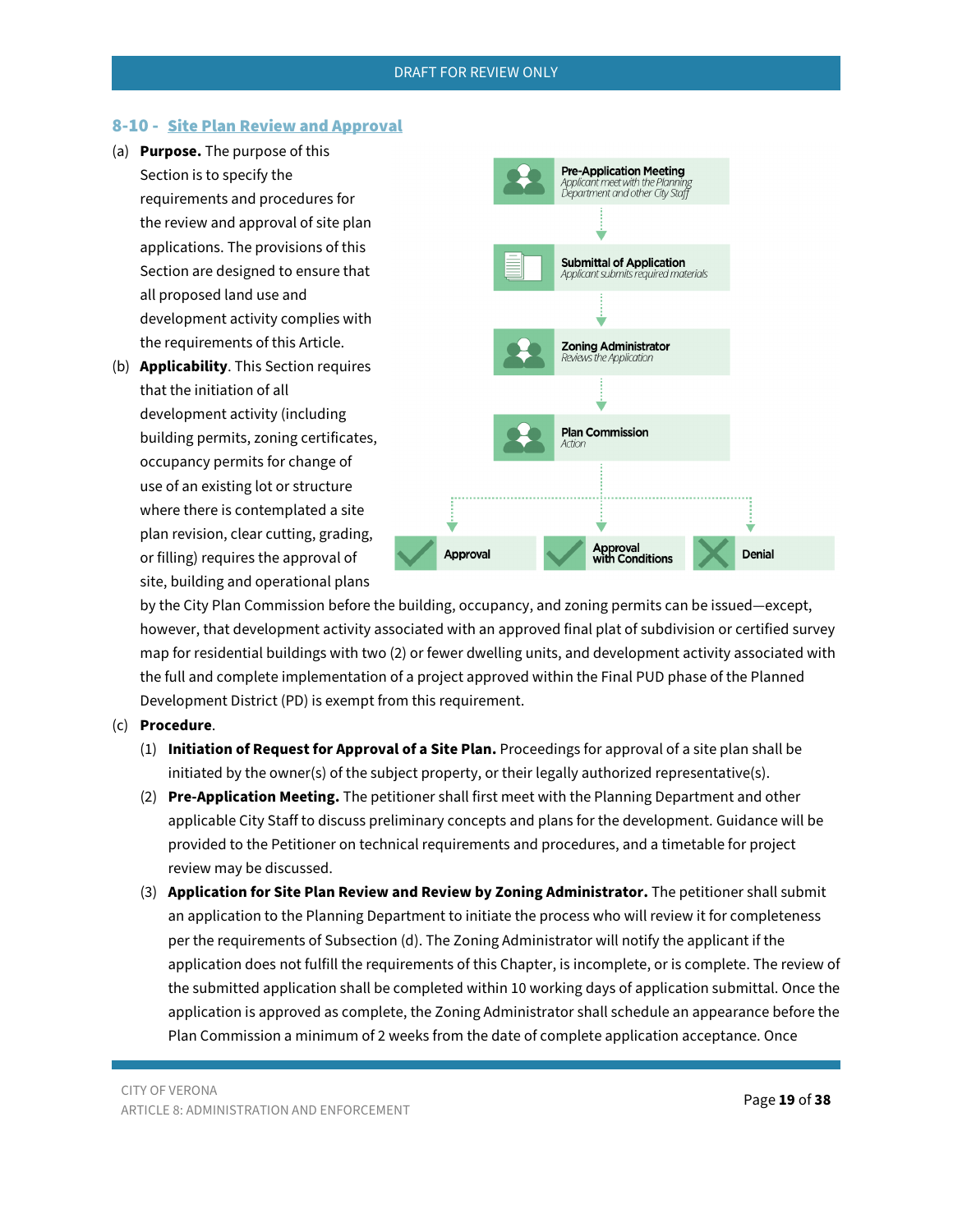## 8-10 - Site Plan Review and Approval

(a) **Purpose.** The purpose of this Section is to specify the requirements and procedures for the review and approval of site plan applications. The provisions of this Section are designed to ensure that all proposed land use and development activity complies with the requirements of this Article.

(b) **Applicability**. This Section requires that the initiation of all development activity (including building permits, zoning certificates, occupancy permits for change of use of an existing lot or structure where there is contemplated a site plan revision, clear cutting, grading, or filling) requires the approval of site, building and operational plans by the City Plan Commission before the building, occupancy, and zoning permits can be issued—except, however, that development activity associated with an approved final plat of subdivision or certified survey map for residential buildings with two (2) or fewer dwelling units, and development activity associated with the full and complete implementation of a project approved within the Final PUD phase of the Planned Development District (PD) is exempt from this requirement.

**Pre-Application Meeting**
*Applicant meet with the Planning Department and other City Staff*

**Submittal of Application**
*Applicant submits required materials*

**Zoning Administrator**
*Reviews the Application*

**Plan Commission**
*Action*

Approval | Approval with Conditions | Denial

(c) **Procedure**.

(1) **Initiation of Request for Approval of a Site Plan.** Proceedings for approval of a site plan shall be initiated by the owner(s) of the subject property, or their legally authorized representative(s).

(2) **Pre-Application Meeting.** The petitioner shall first meet with the Planning Department and other applicable City Staff to discuss preliminary concepts and plans for the development. Guidance will be provided to the Petitioner on technical requirements and procedures, and a timetable for project review may be discussed.

(3) **Application for Site Plan Review and Review by Zoning Administrator.** The petitioner shall submit an application to the Planning Department to initiate the process who will review it for completeness per the requirements of Subsection (d). The Zoning Administrator will notify the applicant if the application does not fulfill the requirements of this Chapter, is incomplete, or is complete. The review of the submitted application shall be completed within 10 working days of application submittal. Once the application is approved as complete, the Zoning Administrator shall schedule an appearance before the Plan Commission a minimum of 2 weeks from the date of complete application acceptance. Once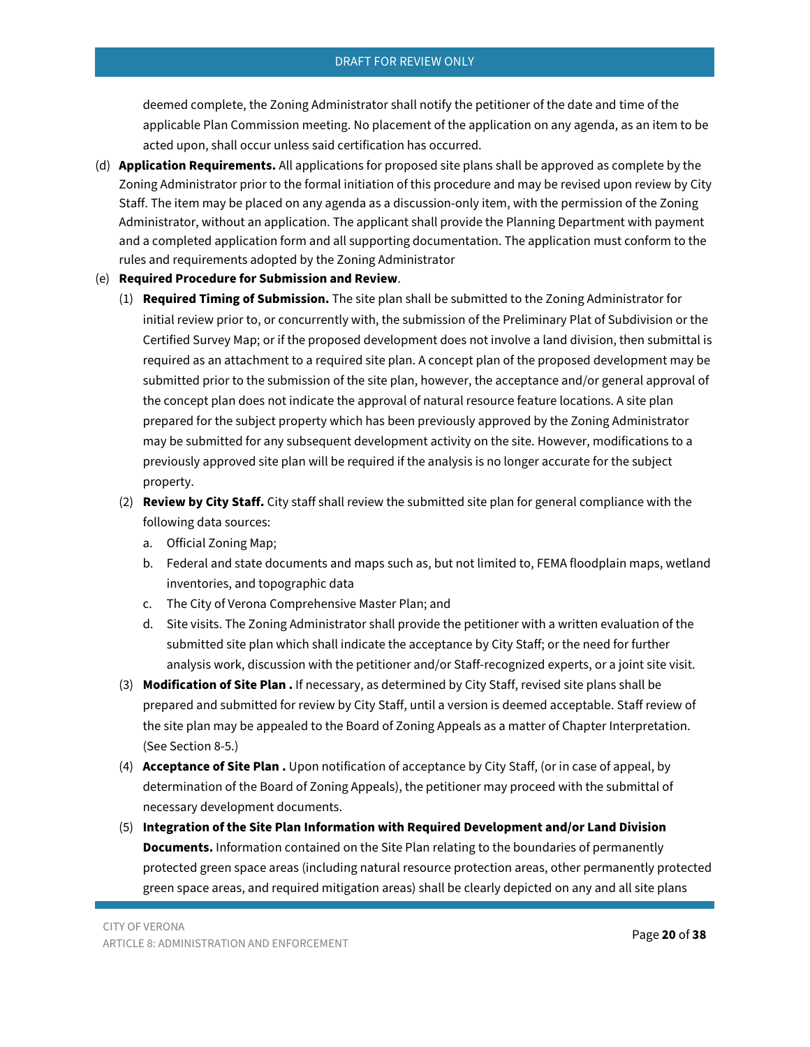deemed complete, the Zoning Administrator shall notify the petitioner of the date and time of the applicable Plan Commission meeting. No placement of the application on any agenda, as an item to be acted upon, shall occur unless said certification has occurred.

(d) **Application Requirements.** All applications for proposed site plans shall be approved as complete by the Zoning Administrator prior to the formal initiation of this procedure and may be revised upon review by City Staff. The item may be placed on any agenda as a discussion-only item, with the permission of the Zoning Administrator, without an application. The applicant shall provide the Planning Department with payment and a completed application form and all supporting documentation. The application must conform to the rules and requirements adopted by the Zoning Administrator

(e) **Required Procedure for Submission and Review**.

(1) **Required Timing of Submission.** The site plan shall be submitted to the Zoning Administrator for initial review prior to, or concurrently with, the submission of the Preliminary Plat of Subdivision or the Certified Survey Map; or if the proposed development does not involve a land division, then submittal is required as an attachment to a required site plan. A concept plan of the proposed development may be submitted prior to the submission of the site plan, however, the acceptance and/or general approval of the concept plan does not indicate the approval of natural resource feature locations. A site plan prepared for the subject property which has been previously approved by the Zoning Administrator may be submitted for any subsequent development activity on the site. However, modifications to a previously approved site plan will be required if the analysis is no longer accurate for the subject property.

(2) **Review by City Staff.** City staff shall review the submitted site plan for general compliance with the following data sources:

a. Official Zoning Map;

b. Federal and state documents and maps such as, but not limited to, FEMA floodplain maps, wetland inventories, and topographic data

c. The City of Verona Comprehensive Master Plan; and

d. Site visits. The Zoning Administrator shall provide the petitioner with a written evaluation of the submitted site plan which shall indicate the acceptance by City Staff; or the need for further analysis work, discussion with the petitioner and/or Staff-recognized experts, or a joint site visit.

(3) **Modification of Site Plan .** If necessary, as determined by City Staff, revised site plans shall be prepared and submitted for review by City Staff, until a version is deemed acceptable. Staff review of the site plan may be appealed to the Board of Zoning Appeals as a matter of Chapter Interpretation. (See Section 8-5.)

(4) **Acceptance of Site Plan .** Upon notification of acceptance by City Staff, (or in case of appeal, by determination of the Board of Zoning Appeals), the petitioner may proceed with the submittal of necessary development documents.

(5) **Integration of the Site Plan Information with Required Development and/or Land Division Documents.** Information contained on the Site Plan relating to the boundaries of permanently protected green space areas (including natural resource protection areas, other permanently protected green space areas, and required mitigation areas) shall be clearly depicted on any and all site plans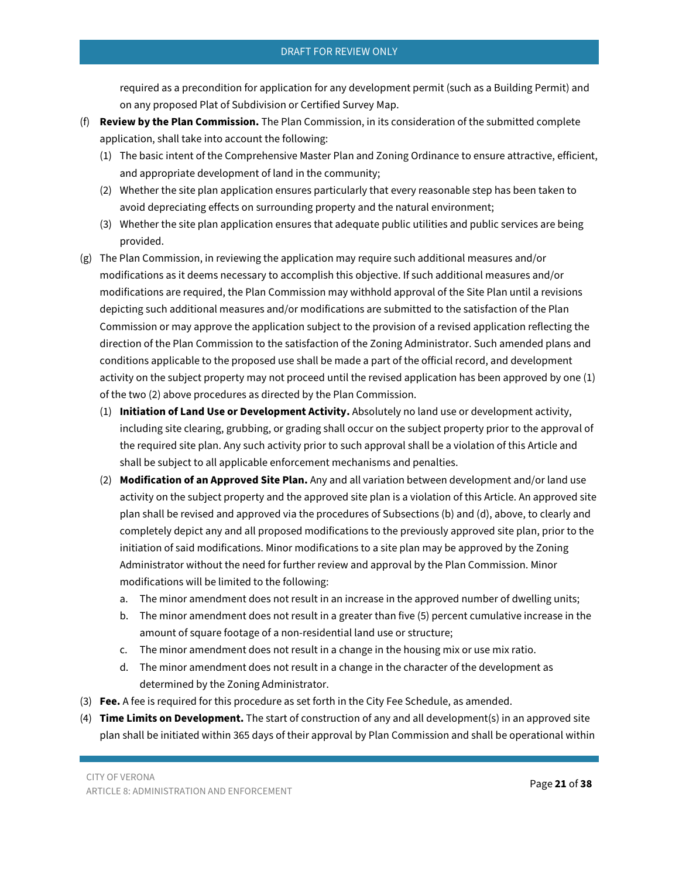required as a precondition for application for any development permit (such as a Building Permit) and on any proposed Plat of Subdivision or Certified Survey Map.

(f) **Review by the Plan Commission.** The Plan Commission, in its consideration of the submitted complete application, shall take into account the following:

   (1) The basic intent of the Comprehensive Master Plan and Zoning Ordinance to ensure attractive, efficient, and appropriate development of land in the community;

   (2) Whether the site plan application ensures particularly that every reasonable step has been taken to avoid depreciating effects on surrounding property and the natural environment;

   (3) Whether the site plan application ensures that adequate public utilities and public services are being provided.

(g) The Plan Commission, in reviewing the application may require such additional measures and/or modifications as it deems necessary to accomplish this objective. If such additional measures and/or modifications are required, the Plan Commission may withhold approval of the Site Plan until a revisions depicting such additional measures and/or modifications are submitted to the satisfaction of the Plan Commission or may approve the application subject to the provision of a revised application reflecting the direction of the Plan Commission to the satisfaction of the Zoning Administrator. Such amended plans and conditions applicable to the proposed use shall be made a part of the official record, and development activity on the subject property may not proceed until the revised application has been approved by one (1) of the two (2) above procedures as directed by the Plan Commission.

   (1) **Initiation of Land Use or Development Activity.** Absolutely no land use or development activity, including site clearing, grubbing, or grading shall occur on the subject property prior to the approval of the required site plan. Any such activity prior to such approval shall be a violation of this Article and shall be subject to all applicable enforcement mechanisms and penalties.

   (2) **Modification of an Approved Site Plan.** Any and all variation between development and/or land use activity on the subject property and the approved site plan is a violation of this Article. An approved site plan shall be revised and approved via the procedures of Subsections (b) and (d), above, to clearly and completely depict any and all proposed modifications to the previously approved site plan, prior to the initiation of said modifications. Minor modifications to a site plan may be approved by the Zoning Administrator without the need for further review and approval by the Plan Commission. Minor modifications will be limited to the following:

      a. The minor amendment does not result in an increase in the approved number of dwelling units;

      b. The minor amendment does not result in a greater than five (5) percent cumulative increase in the amount of square footage of a non-residential land use or structure;

      c. The minor amendment does not result in a change in the housing mix or use mix ratio.

      d. The minor amendment does not result in a change in the character of the development as determined by the Zoning Administrator.

(3) **Fee.** A fee is required for this procedure as set forth in the City Fee Schedule, as amended.

(4) **Time Limits on Development.** The start of construction of any and all development(s) in an approved site plan shall be initiated within 365 days of their approval by Plan Commission and shall be operational within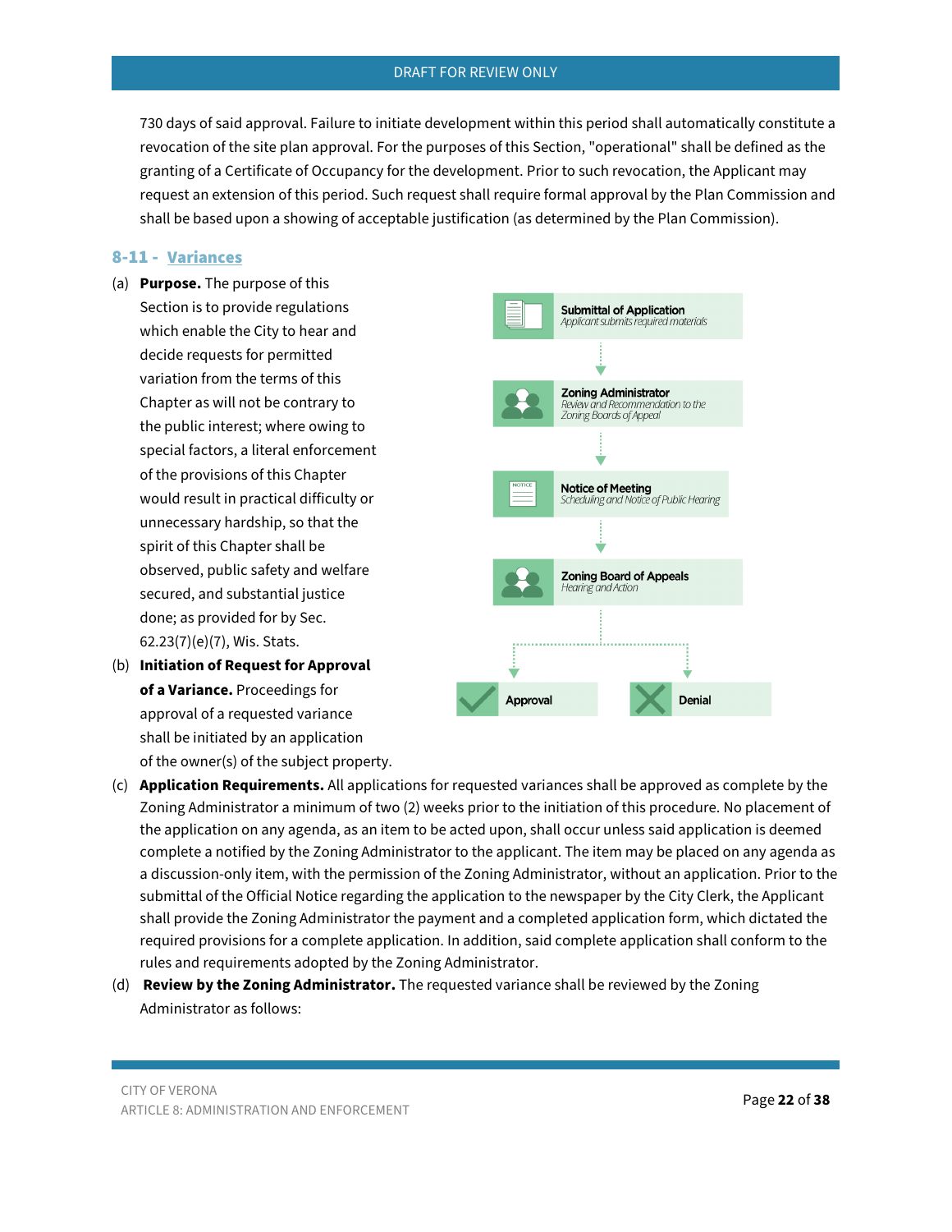730 days of said approval. Failure to initiate development within this period shall automatically constitute a revocation of the site plan approval. For the purposes of this Section, "operational" shall be defined as the granting of a Certificate of Occupancy for the development. Prior to such revocation, the Applicant may request an extension of this period. Such request shall require formal approval by the Plan Commission and shall be based upon a showing of acceptable justification (as determined by the Plan Commission).

### 8-11 - Variances

(a) **Purpose.** The purpose of this Section is to provide regulations which enable the City to hear and decide requests for permitted variation from the terms of this Chapter as will not be contrary to the public interest; where owing to special factors, a literal enforcement of the provisions of this Chapter would result in practical difficulty or unnecessary hardship, so that the spirit of this Chapter shall be observed, public safety and welfare secured, and substantial justice done; as provided for by Sec. 62.23(7)(e)(7), Wis. Stats.

(b) **Initiation of Request for Approval of a Variance.** Proceedings for approval of a requested variance shall be initiated by an application of the owner(s) of the subject property.

**Submittal of Application** — *Applicant submits required materials*

**Zoning Administrator** — *Review and Recommendation to the Zoning Boards of Appeal*

**Notice of Meeting** — *Scheduling and Notice of Public Hearing*

**Zoning Board of Appeals** — *Hearing and Action*

**Approval** / **Denial**

(c) **Application Requirements.** All applications for requested variances shall be approved as complete by the Zoning Administrator a minimum of two (2) weeks prior to the initiation of this procedure. No placement of the application on any agenda, as an item to be acted upon, shall occur unless said application is deemed complete a notified by the Zoning Administrator to the applicant. The item may be placed on any agenda as a discussion-only item, with the permission of the Zoning Administrator, without an application. Prior to the submittal of the Official Notice regarding the application to the newspaper by the City Clerk, the Applicant shall provide the Zoning Administrator the payment and a completed application form, which dictated the required provisions for a complete application. In addition, said complete application shall conform to the rules and requirements adopted by the Zoning Administrator.

(d) **Review by the Zoning Administrator.** The requested variance shall be reviewed by the Zoning Administrator as follows: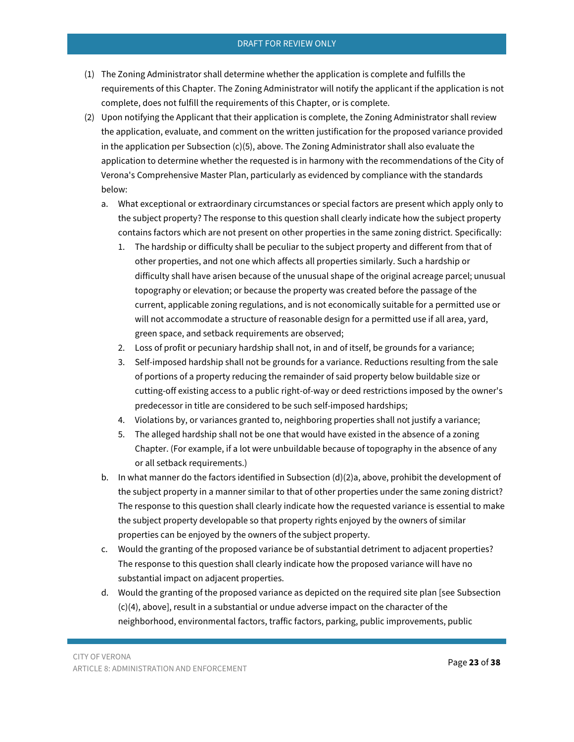(1) The Zoning Administrator shall determine whether the application is complete and fulfills the requirements of this Chapter. The Zoning Administrator will notify the applicant if the application is not complete, does not fulfill the requirements of this Chapter, or is complete.

(2) Upon notifying the Applicant that their application is complete, the Zoning Administrator shall review the application, evaluate, and comment on the written justification for the proposed variance provided in the application per Subsection (c)(5), above. The Zoning Administrator shall also evaluate the application to determine whether the requested is in harmony with the recommendations of the City of Verona's Comprehensive Master Plan, particularly as evidenced by compliance with the standards below:

   a. What exceptional or extraordinary circumstances or special factors are present which apply only to the subject property? The response to this question shall clearly indicate how the subject property contains factors which are not present on other properties in the same zoning district. Specifically:

      1. The hardship or difficulty shall be peculiar to the subject property and different from that of other properties, and not one which affects all properties similarly. Such a hardship or difficulty shall have arisen because of the unusual shape of the original acreage parcel; unusual topography or elevation; or because the property was created before the passage of the current, applicable zoning regulations, and is not economically suitable for a permitted use or will not accommodate a structure of reasonable design for a permitted use if all area, yard, green space, and setback requirements are observed;
      2. Loss of profit or pecuniary hardship shall not, in and of itself, be grounds for a variance;
      3. Self-imposed hardship shall not be grounds for a variance. Reductions resulting from the sale of portions of a property reducing the remainder of said property below buildable size or cutting-off existing access to a public right-of-way or deed restrictions imposed by the owner's predecessor in title are considered to be such self-imposed hardships;
      4. Violations by, or variances granted to, neighboring properties shall not justify a variance;
      5. The alleged hardship shall not be one that would have existed in the absence of a zoning Chapter. (For example, if a lot were unbuildable because of topography in the absence of any or all setback requirements.)

   b. In what manner do the factors identified in Subsection (d)(2)a, above, prohibit the development of the subject property in a manner similar to that of other properties under the same zoning district? The response to this question shall clearly indicate how the requested variance is essential to make the subject property developable so that property rights enjoyed by the owners of similar properties can be enjoyed by the owners of the subject property.

   c. Would the granting of the proposed variance be of substantial detriment to adjacent properties? The response to this question shall clearly indicate how the proposed variance will have no substantial impact on adjacent properties.

   d. Would the granting of the proposed variance as depicted on the required site plan [see Subsection (c)(4), above], result in a substantial or undue adverse impact on the character of the neighborhood, environmental factors, traffic factors, parking, public improvements, public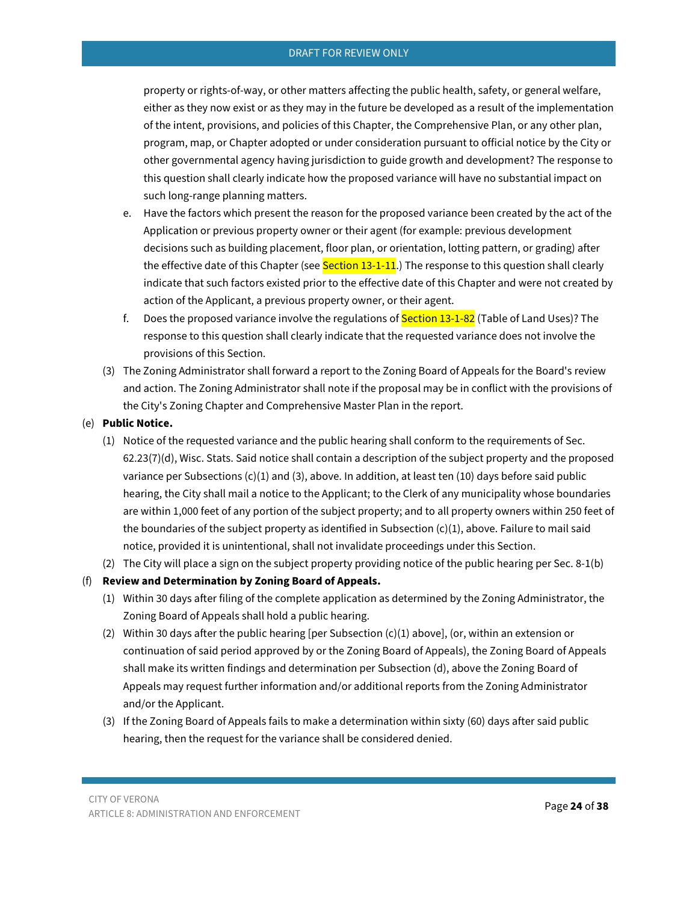property or rights-of-way, or other matters affecting the public health, safety, or general welfare, either as they now exist or as they may in the future be developed as a result of the implementation of the intent, provisions, and policies of this Chapter, the Comprehensive Plan, or any other plan, program, map, or Chapter adopted or under consideration pursuant to official notice by the City or other governmental agency having jurisdiction to guide growth and development? The response to this question shall clearly indicate how the proposed variance will have no substantial impact on such long-range planning matters.

e. Have the factors which present the reason for the proposed variance been created by the act of the Application or previous property owner or their agent (for example: previous development decisions such as building placement, floor plan, or orientation, lotting pattern, or grading) after the effective date of this Chapter (see Section 13-1-11.) The response to this question shall clearly indicate that such factors existed prior to the effective date of this Chapter and were not created by action of the Applicant, a previous property owner, or their agent.

f. Does the proposed variance involve the regulations of Section 13-1-82 (Table of Land Uses)? The response to this question shall clearly indicate that the requested variance does not involve the provisions of this Section.

(3) The Zoning Administrator shall forward a report to the Zoning Board of Appeals for the Board's review and action. The Zoning Administrator shall note if the proposal may be in conflict with the provisions of the City's Zoning Chapter and Comprehensive Master Plan in the report.

(e) **Public Notice.**

(1) Notice of the requested variance and the public hearing shall conform to the requirements of Sec. 62.23(7)(d), Wisc. Stats. Said notice shall contain a description of the subject property and the proposed variance per Subsections (c)(1) and (3), above. In addition, at least ten (10) days before said public hearing, the City shall mail a notice to the Applicant; to the Clerk of any municipality whose boundaries are within 1,000 feet of any portion of the subject property; and to all property owners within 250 feet of the boundaries of the subject property as identified in Subsection (c)(1), above. Failure to mail said notice, provided it is unintentional, shall not invalidate proceedings under this Section.

(2) The City will place a sign on the subject property providing notice of the public hearing per Sec. 8-1(b)

(f) **Review and Determination by Zoning Board of Appeals.**

(1) Within 30 days after filing of the complete application as determined by the Zoning Administrator, the Zoning Board of Appeals shall hold a public hearing.

(2) Within 30 days after the public hearing [per Subsection (c)(1) above], (or, within an extension or continuation of said period approved by or the Zoning Board of Appeals), the Zoning Board of Appeals shall make its written findings and determination per Subsection (d), above the Zoning Board of Appeals may request further information and/or additional reports from the Zoning Administrator and/or the Applicant.

(3) If the Zoning Board of Appeals fails to make a determination within sixty (60) days after said public hearing, then the request for the variance shall be considered denied.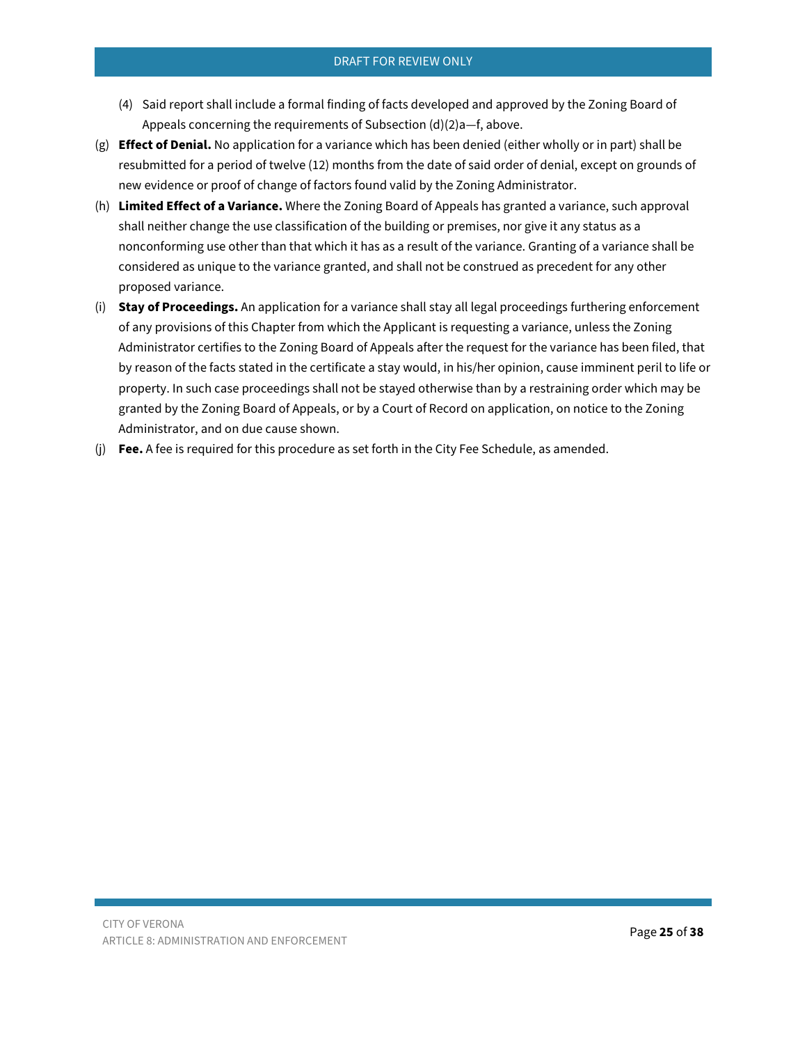(4) Said report shall include a formal finding of facts developed and approved by the Zoning Board of Appeals concerning the requirements of Subsection (d)(2)a—f, above.

(g) **Effect of Denial.** No application for a variance which has been denied (either wholly or in part) shall be resubmitted for a period of twelve (12) months from the date of said order of denial, except on grounds of new evidence or proof of change of factors found valid by the Zoning Administrator.

(h) **Limited Effect of a Variance.** Where the Zoning Board of Appeals has granted a variance, such approval shall neither change the use classification of the building or premises, nor give it any status as a nonconforming use other than that which it has as a result of the variance. Granting of a variance shall be considered as unique to the variance granted, and shall not be construed as precedent for any other proposed variance.

(i) **Stay of Proceedings.** An application for a variance shall stay all legal proceedings furthering enforcement of any provisions of this Chapter from which the Applicant is requesting a variance, unless the Zoning Administrator certifies to the Zoning Board of Appeals after the request for the variance has been filed, that by reason of the facts stated in the certificate a stay would, in his/her opinion, cause imminent peril to life or property. In such case proceedings shall not be stayed otherwise than by a restraining order which may be granted by the Zoning Board of Appeals, or by a Court of Record on application, on notice to the Zoning Administrator, and on due cause shown.

(j) **Fee.** A fee is required for this procedure as set forth in the City Fee Schedule, as amended.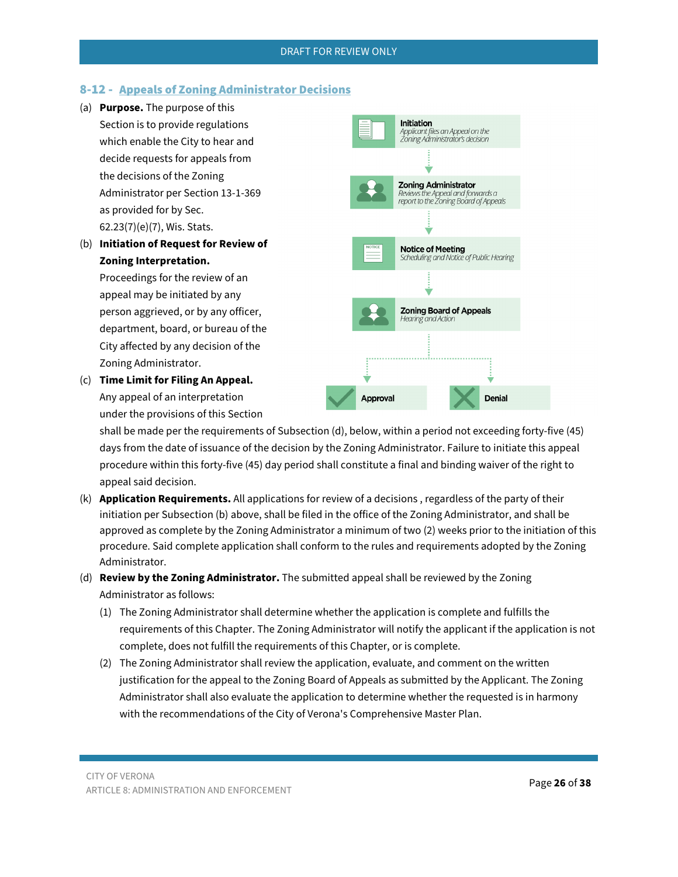## 8-12 - Appeals of Zoning Administrator Decisions

(a) **Purpose.** The purpose of this Section is to provide regulations which enable the City to hear and decide requests for appeals from the decisions of the Zoning Administrator per Section 13-1-369 as provided for by Sec. 62.23(7)(e)(7), Wis. Stats.

(b) **Initiation of Request for Review of Zoning Interpretation.** Proceedings for the review of an appeal may be initiated by any person aggrieved, or by any officer, department, board, or bureau of the City affected by any decision of the Zoning Administrator.

(c) **Time Limit for Filing An Appeal.** Any appeal of an interpretation under the provisions of this Section shall be made per the requirements of Subsection (d), below, within a period not exceeding forty-five (45) days from the date of issuance of the decision by the Zoning Administrator. Failure to initiate this appeal procedure within this forty-five (45) day period shall constitute a final and binding waiver of the right to appeal said decision.

**Initiation** – *Applicant files an Appeal on the Zoning Administrator's decision*

**Zoning Administrator** – *Reviews the Appeal and forwards a report to the Zoning Board of Appeals*

**Notice of Meeting** – *Scheduling and Notice of Public Hearing*

**Zoning Board of Appeals** – *Hearing and Action*

**Approval** / **Denial**

(k) **Application Requirements.** All applications for review of a decisions , regardless of the party of their initiation per Subsection (b) above, shall be filed in the office of the Zoning Administrator, and shall be approved as complete by the Zoning Administrator a minimum of two (2) weeks prior to the initiation of this procedure. Said complete application shall conform to the rules and requirements adopted by the Zoning Administrator.

(d) **Review by the Zoning Administrator.** The submitted appeal shall be reviewed by the Zoning Administrator as follows:

(1) The Zoning Administrator shall determine whether the application is complete and fulfills the requirements of this Chapter. The Zoning Administrator will notify the applicant if the application is not complete, does not fulfill the requirements of this Chapter, or is complete.

(2) The Zoning Administrator shall review the application, evaluate, and comment on the written justification for the appeal to the Zoning Board of Appeals as submitted by the Applicant. The Zoning Administrator shall also evaluate the application to determine whether the requested is in harmony with the recommendations of the City of Verona's Comprehensive Master Plan.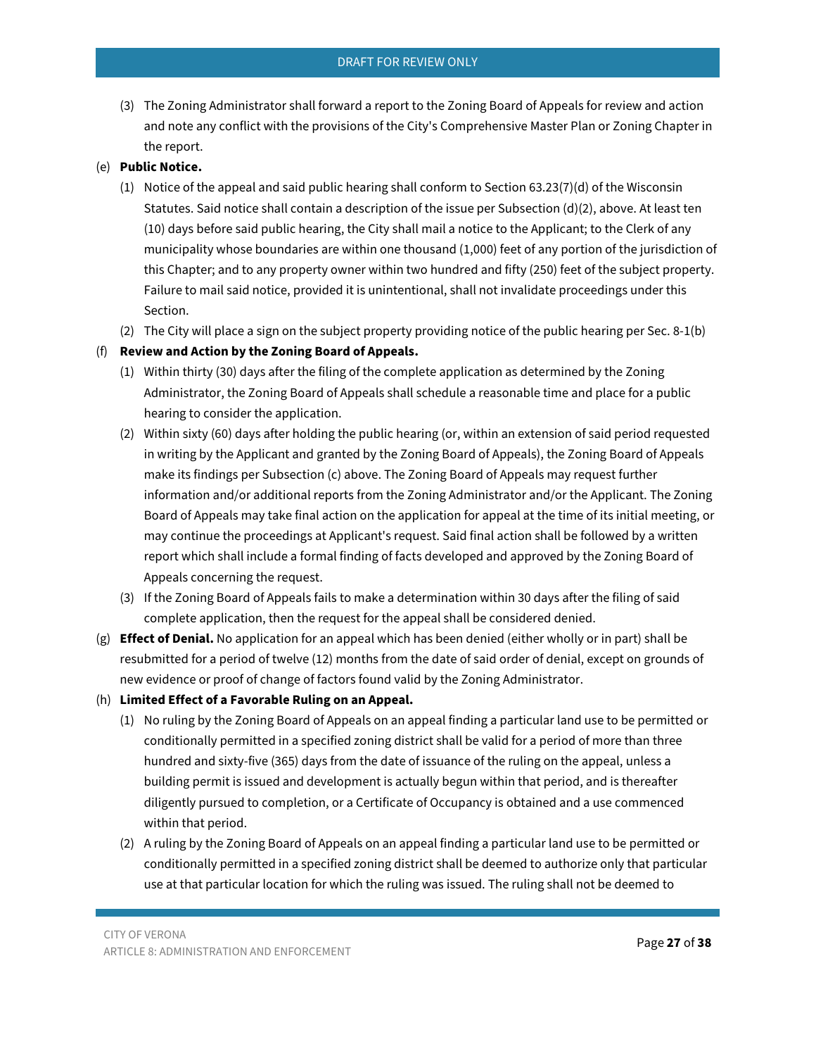(3) The Zoning Administrator shall forward a report to the Zoning Board of Appeals for review and action and note any conflict with the provisions of the City's Comprehensive Master Plan or Zoning Chapter in the report.

(e) **Public Notice.**

(1) Notice of the appeal and said public hearing shall conform to Section 63.23(7)(d) of the Wisconsin Statutes. Said notice shall contain a description of the issue per Subsection (d)(2), above. At least ten (10) days before said public hearing, the City shall mail a notice to the Applicant; to the Clerk of any municipality whose boundaries are within one thousand (1,000) feet of any portion of the jurisdiction of this Chapter; and to any property owner within two hundred and fifty (250) feet of the subject property. Failure to mail said notice, provided it is unintentional, shall not invalidate proceedings under this Section.

(2) The City will place a sign on the subject property providing notice of the public hearing per Sec. 8-1(b)

(f) **Review and Action by the Zoning Board of Appeals.**

(1) Within thirty (30) days after the filing of the complete application as determined by the Zoning Administrator, the Zoning Board of Appeals shall schedule a reasonable time and place for a public hearing to consider the application.

(2) Within sixty (60) days after holding the public hearing (or, within an extension of said period requested in writing by the Applicant and granted by the Zoning Board of Appeals), the Zoning Board of Appeals make its findings per Subsection (c) above. The Zoning Board of Appeals may request further information and/or additional reports from the Zoning Administrator and/or the Applicant. The Zoning Board of Appeals may take final action on the application for appeal at the time of its initial meeting, or may continue the proceedings at Applicant's request. Said final action shall be followed by a written report which shall include a formal finding of facts developed and approved by the Zoning Board of Appeals concerning the request.

(3) If the Zoning Board of Appeals fails to make a determination within 30 days after the filing of said complete application, then the request for the appeal shall be considered denied.

(g) **Effect of Denial.** No application for an appeal which has been denied (either wholly or in part) shall be resubmitted for a period of twelve (12) months from the date of said order of denial, except on grounds of new evidence or proof of change of factors found valid by the Zoning Administrator.

(h) **Limited Effect of a Favorable Ruling on an Appeal.**

(1) No ruling by the Zoning Board of Appeals on an appeal finding a particular land use to be permitted or conditionally permitted in a specified zoning district shall be valid for a period of more than three hundred and sixty-five (365) days from the date of issuance of the ruling on the appeal, unless a building permit is issued and development is actually begun within that period, and is thereafter diligently pursued to completion, or a Certificate of Occupancy is obtained and a use commenced within that period.

(2) A ruling by the Zoning Board of Appeals on an appeal finding a particular land use to be permitted or conditionally permitted in a specified zoning district shall be deemed to authorize only that particular use at that particular location for which the ruling was issued. The ruling shall not be deemed to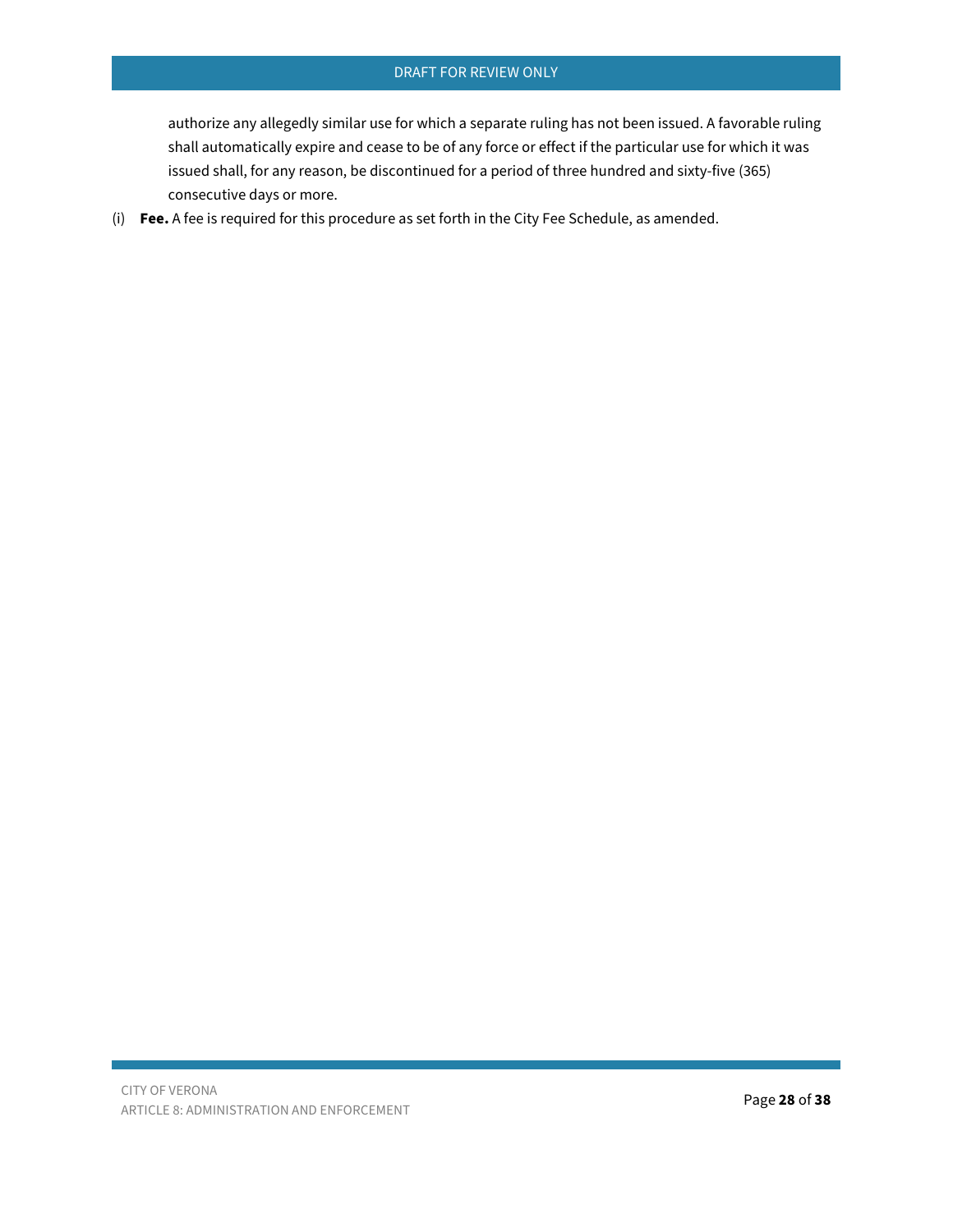authorize any allegedly similar use for which a separate ruling has not been issued. A favorable ruling shall automatically expire and cease to be of any force or effect if the particular use for which it was issued shall, for any reason, be discontinued for a period of three hundred and sixty-five (365) consecutive days or more.

(i) **Fee.** A fee is required for this procedure as set forth in the City Fee Schedule, as amended.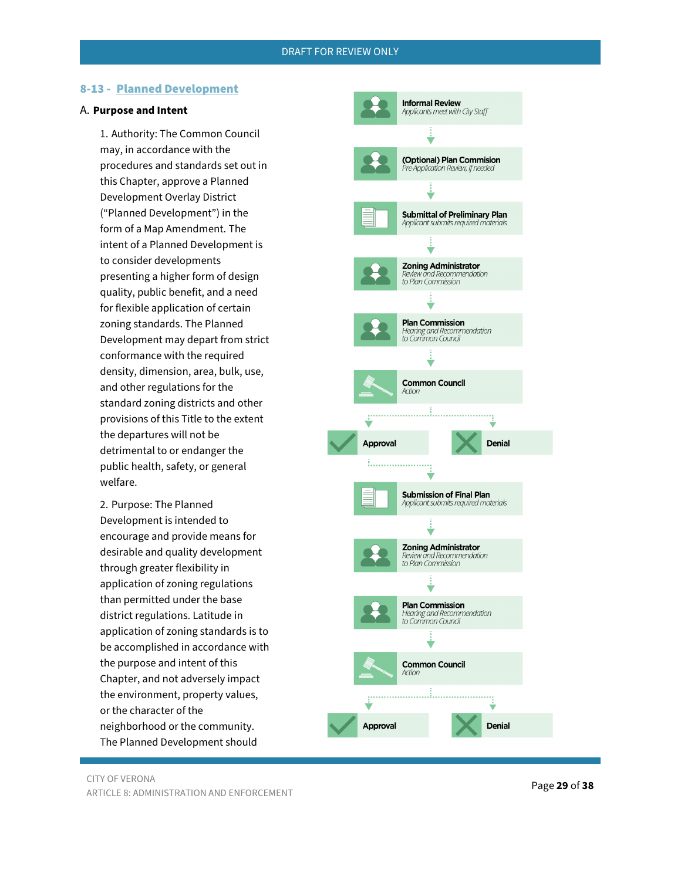## 8-13 - Planned Development

### A. Purpose and Intent

1. Authority: The Common Council may, in accordance with the procedures and standards set out in this Chapter, approve a Planned Development Overlay District ("Planned Development") in the form of a Map Amendment. The intent of a Planned Development is to consider developments presenting a higher form of design quality, public benefit, and a need for flexible application of certain zoning standards. The Planned Development may depart from strict conformance with the required density, dimension, area, bulk, use, and other regulations for the standard zoning districts and other provisions of this Title to the extent the departures will not be detrimental to or endanger the public health, safety, or general welfare.

2. Purpose: The Planned Development is intended to encourage and provide means for desirable and quality development through greater flexibility in application of zoning regulations than permitted under the base district regulations. Latitude in application of zoning standards is to be accomplished in accordance with the purpose and intent of this Chapter, and not adversely impact the environment, property values, or the character of the neighborhood or the community. The Planned Development should

**Informal Review**
*Applicants meet with City Staff*

**(Optional) Plan Commision**
*Pre-Application Review, if needed*

**Submittal of Preliminary Plan**
*Applicant submits required materials*

**Zoning Administrator**
*Review and Recommendation to Plan Commission*

**Plan Commission**
*Hearing and Recommendation to Common Council*

**Common Council**
*Action*

**Approval** | **Denial**

**Submission of Final Plan**
*Applicant submits required materials*

**Zoning Administrator**
*Review and Recommendation to Plan Commission*

**Plan Commission**
*Hearing and Recommendation to Common Council*

**Common Council**
*Action*

**Approval** | **Denial**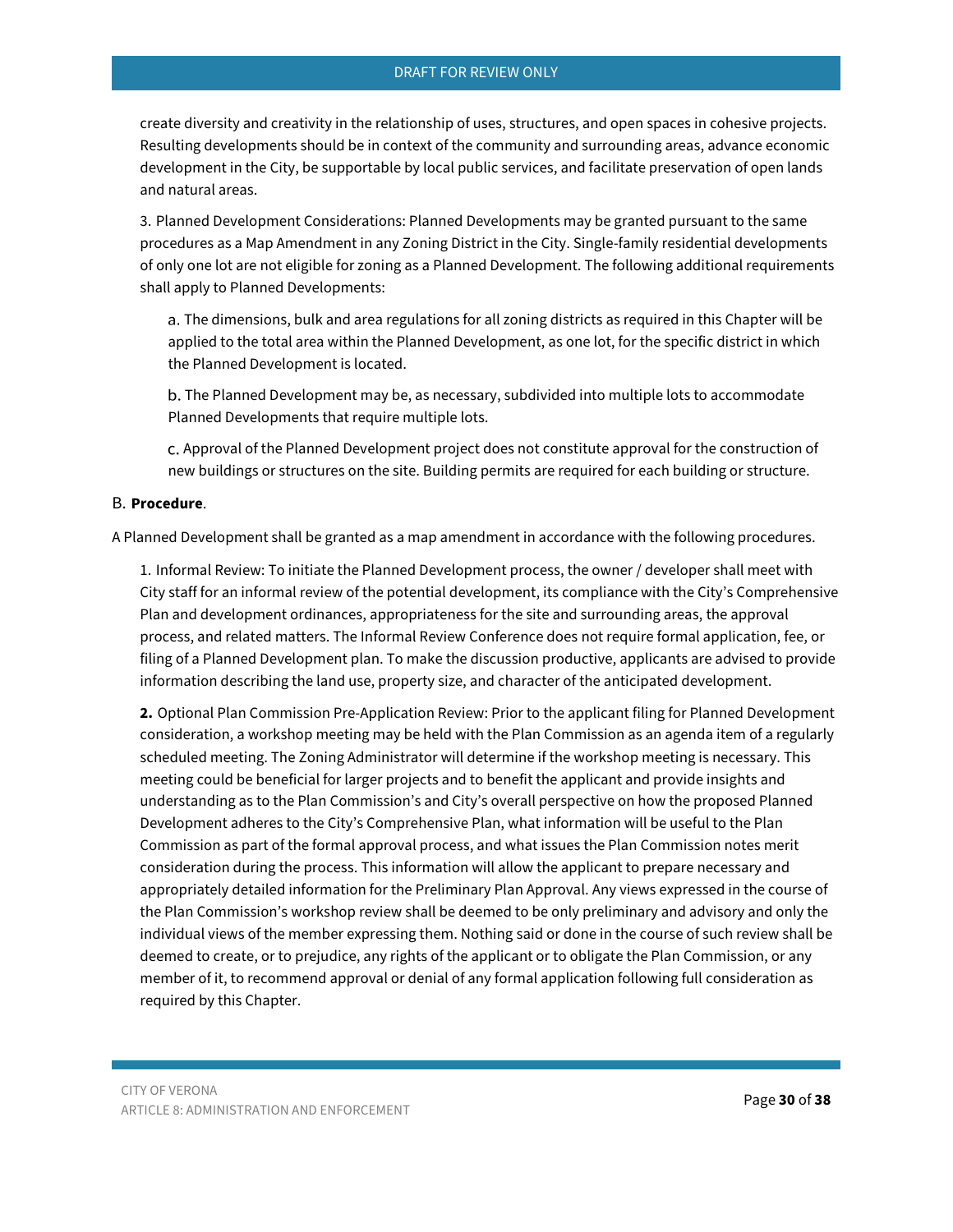create diversity and creativity in the relationship of uses, structures, and open spaces in cohesive projects. Resulting developments should be in context of the community and surrounding areas, advance economic development in the City, be supportable by local public services, and facilitate preservation of open lands and natural areas.

3. Planned Development Considerations: Planned Developments may be granted pursuant to the same procedures as a Map Amendment in any Zoning District in the City. Single-family residential developments of only one lot are not eligible for zoning as a Planned Development. The following additional requirements shall apply to Planned Developments:

a. The dimensions, bulk and area regulations for all zoning districts as required in this Chapter will be applied to the total area within the Planned Development, as one lot, for the specific district in which the Planned Development is located.

b. The Planned Development may be, as necessary, subdivided into multiple lots to accommodate Planned Developments that require multiple lots.

c. Approval of the Planned Development project does not constitute approval for the construction of new buildings or structures on the site. Building permits are required for each building or structure.

B. **Procedure**.

A Planned Development shall be granted as a map amendment in accordance with the following procedures.

1. Informal Review: To initiate the Planned Development process, the owner / developer shall meet with City staff for an informal review of the potential development, its compliance with the City's Comprehensive Plan and development ordinances, appropriateness for the site and surrounding areas, the approval process, and related matters. The Informal Review Conference does not require formal application, fee, or filing of a Planned Development plan. To make the discussion productive, applicants are advised to provide information describing the land use, property size, and character of the anticipated development.

**2.** Optional Plan Commission Pre-Application Review: Prior to the applicant filing for Planned Development consideration, a workshop meeting may be held with the Plan Commission as an agenda item of a regularly scheduled meeting. The Zoning Administrator will determine if the workshop meeting is necessary. This meeting could be beneficial for larger projects and to benefit the applicant and provide insights and understanding as to the Plan Commission's and City's overall perspective on how the proposed Planned Development adheres to the City's Comprehensive Plan, what information will be useful to the Plan Commission as part of the formal approval process, and what issues the Plan Commission notes merit consideration during the process. This information will allow the applicant to prepare necessary and appropriately detailed information for the Preliminary Plan Approval. Any views expressed in the course of the Plan Commission's workshop review shall be deemed to be only preliminary and advisory and only the individual views of the member expressing them. Nothing said or done in the course of such review shall be deemed to create, or to prejudice, any rights of the applicant or to obligate the Plan Commission, or any member of it, to recommend approval or denial of any formal application following full consideration as required by this Chapter.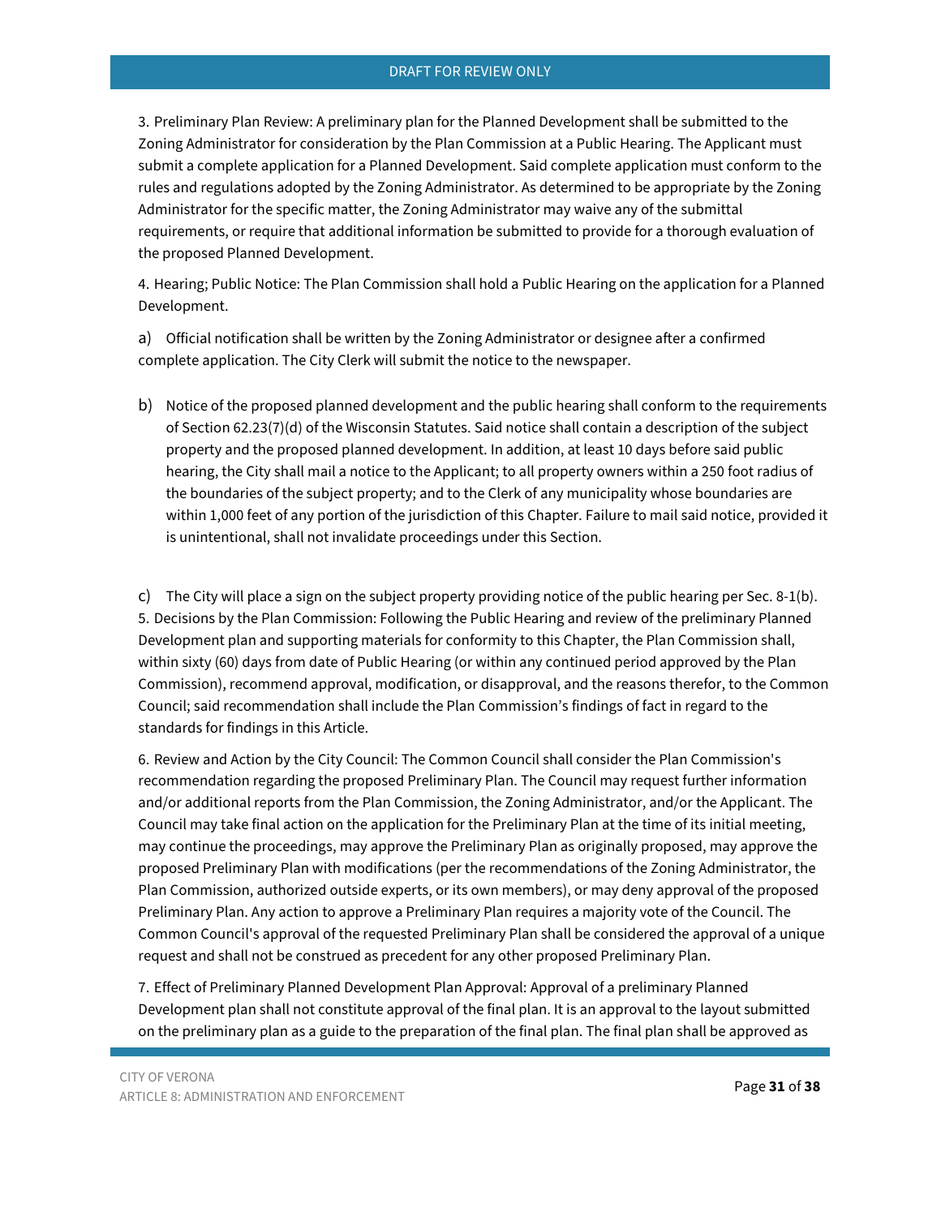3. Preliminary Plan Review: A preliminary plan for the Planned Development shall be submitted to the Zoning Administrator for consideration by the Plan Commission at a Public Hearing. The Applicant must submit a complete application for a Planned Development. Said complete application must conform to the rules and regulations adopted by the Zoning Administrator. As determined to be appropriate by the Zoning Administrator for the specific matter, the Zoning Administrator may waive any of the submittal requirements, or require that additional information be submitted to provide for a thorough evaluation of the proposed Planned Development.

4. Hearing; Public Notice: The Plan Commission shall hold a Public Hearing on the application for a Planned Development.

a) Official notification shall be written by the Zoning Administrator or designee after a confirmed complete application. The City Clerk will submit the notice to the newspaper.

b) Notice of the proposed planned development and the public hearing shall conform to the requirements of Section 62.23(7)(d) of the Wisconsin Statutes. Said notice shall contain a description of the subject property and the proposed planned development. In addition, at least 10 days before said public hearing, the City shall mail a notice to the Applicant; to all property owners within a 250 foot radius of the boundaries of the subject property; and to the Clerk of any municipality whose boundaries are within 1,000 feet of any portion of the jurisdiction of this Chapter. Failure to mail said notice, provided it is unintentional, shall not invalidate proceedings under this Section.

c) The City will place a sign on the subject property providing notice of the public hearing per Sec. 8-1(b).

5. Decisions by the Plan Commission: Following the Public Hearing and review of the preliminary Planned Development plan and supporting materials for conformity to this Chapter, the Plan Commission shall, within sixty (60) days from date of Public Hearing (or within any continued period approved by the Plan Commission), recommend approval, modification, or disapproval, and the reasons therefor, to the Common Council; said recommendation shall include the Plan Commission's findings of fact in regard to the standards for findings in this Article.

6. Review and Action by the City Council: The Common Council shall consider the Plan Commission's recommendation regarding the proposed Preliminary Plan. The Council may request further information and/or additional reports from the Plan Commission, the Zoning Administrator, and/or the Applicant. The Council may take final action on the application for the Preliminary Plan at the time of its initial meeting, may continue the proceedings, may approve the Preliminary Plan as originally proposed, may approve the proposed Preliminary Plan with modifications (per the recommendations of the Zoning Administrator, the Plan Commission, authorized outside experts, or its own members), or may deny approval of the proposed Preliminary Plan. Any action to approve a Preliminary Plan requires a majority vote of the Council. The Common Council's approval of the requested Preliminary Plan shall be considered the approval of a unique request and shall not be construed as precedent for any other proposed Preliminary Plan.

7. Effect of Preliminary Planned Development Plan Approval: Approval of a preliminary Planned Development plan shall not constitute approval of the final plan. It is an approval to the layout submitted on the preliminary plan as a guide to the preparation of the final plan. The final plan shall be approved as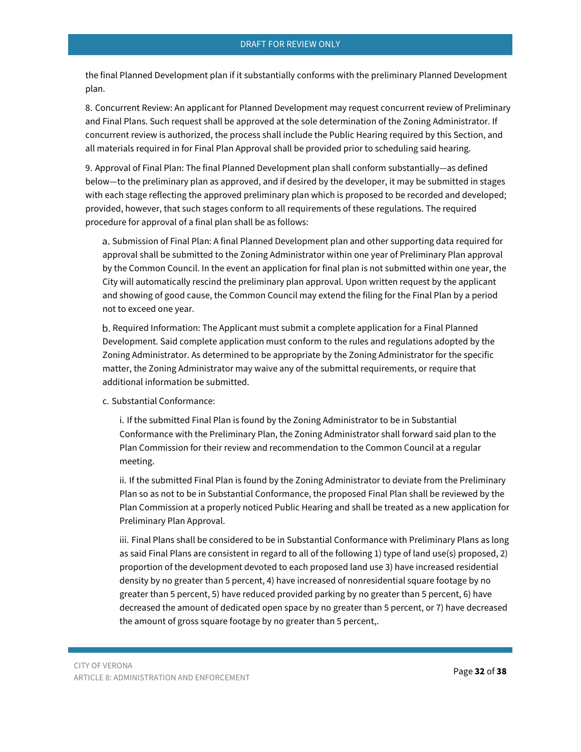the final Planned Development plan if it substantially conforms with the preliminary Planned Development plan.

8. Concurrent Review: An applicant for Planned Development may request concurrent review of Preliminary and Final Plans. Such request shall be approved at the sole determination of the Zoning Administrator. If concurrent review is authorized, the process shall include the Public Hearing required by this Section, and all materials required in for Final Plan Approval shall be provided prior to scheduling said hearing.

9. Approval of Final Plan: The final Planned Development plan shall conform substantially—as defined below—to the preliminary plan as approved, and if desired by the developer, it may be submitted in stages with each stage reflecting the approved preliminary plan which is proposed to be recorded and developed; provided, however, that such stages conform to all requirements of these regulations. The required procedure for approval of a final plan shall be as follows:

   a. Submission of Final Plan: A final Planned Development plan and other supporting data required for approval shall be submitted to the Zoning Administrator within one year of Preliminary Plan approval by the Common Council. In the event an application for final plan is not submitted within one year, the City will automatically rescind the preliminary plan approval. Upon written request by the applicant and showing of good cause, the Common Council may extend the filing for the Final Plan by a period not to exceed one year.

   b. Required Information: The Applicant must submit a complete application for a Final Planned Development. Said complete application must conform to the rules and regulations adopted by the Zoning Administrator. As determined to be appropriate by the Zoning Administrator for the specific matter, the Zoning Administrator may waive any of the submittal requirements, or require that additional information be submitted.

   c. Substantial Conformance:

      i. If the submitted Final Plan is found by the Zoning Administrator to be in Substantial Conformance with the Preliminary Plan, the Zoning Administrator shall forward said plan to the Plan Commission for their review and recommendation to the Common Council at a regular meeting.

      ii. If the submitted Final Plan is found by the Zoning Administrator to deviate from the Preliminary Plan so as not to be in Substantial Conformance, the proposed Final Plan shall be reviewed by the Plan Commission at a properly noticed Public Hearing and shall be treated as a new application for Preliminary Plan Approval.

      iii. Final Plans shall be considered to be in Substantial Conformance with Preliminary Plans as long as said Final Plans are consistent in regard to all of the following 1) type of land use(s) proposed, 2) proportion of the development devoted to each proposed land use 3) have increased residential density by no greater than 5 percent, 4) have increased of nonresidential square footage by no greater than 5 percent, 5) have reduced provided parking by no greater than 5 percent, 6) have decreased the amount of dedicated open space by no greater than 5 percent, or 7) have decreased the amount of gross square footage by no greater than 5 percent,.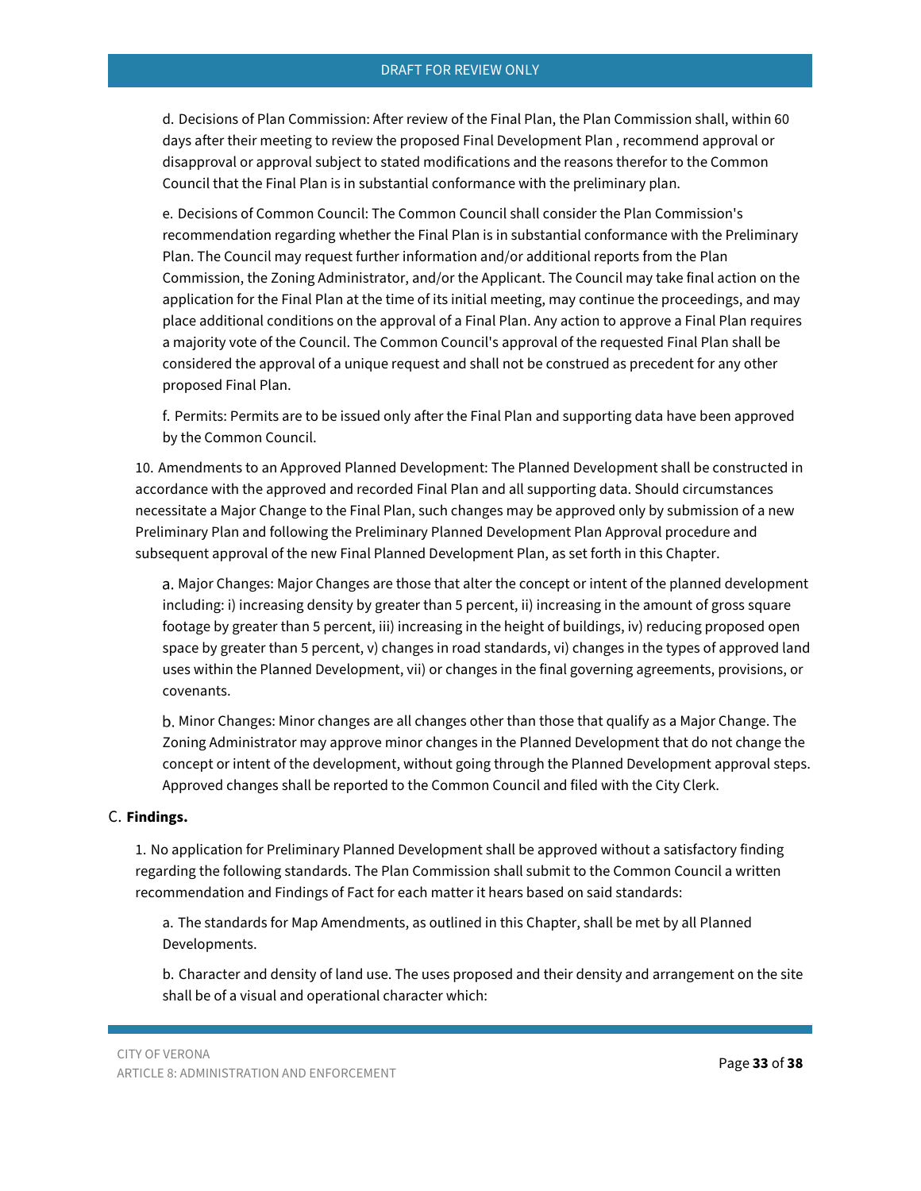d. Decisions of Plan Commission: After review of the Final Plan, the Plan Commission shall, within 60 days after their meeting to review the proposed Final Development Plan , recommend approval or disapproval or approval subject to stated modifications and the reasons therefor to the Common Council that the Final Plan is in substantial conformance with the preliminary plan.

e. Decisions of Common Council: The Common Council shall consider the Plan Commission's recommendation regarding whether the Final Plan is in substantial conformance with the Preliminary Plan. The Council may request further information and/or additional reports from the Plan Commission, the Zoning Administrator, and/or the Applicant. The Council may take final action on the application for the Final Plan at the time of its initial meeting, may continue the proceedings, and may place additional conditions on the approval of a Final Plan. Any action to approve a Final Plan requires a majority vote of the Council. The Common Council's approval of the requested Final Plan shall be considered the approval of a unique request and shall not be construed as precedent for any other proposed Final Plan.

f. Permits: Permits are to be issued only after the Final Plan and supporting data have been approved by the Common Council.

10. Amendments to an Approved Planned Development: The Planned Development shall be constructed in accordance with the approved and recorded Final Plan and all supporting data. Should circumstances necessitate a Major Change to the Final Plan, such changes may be approved only by submission of a new Preliminary Plan and following the Preliminary Planned Development Plan Approval procedure and subsequent approval of the new Final Planned Development Plan, as set forth in this Chapter.

a. Major Changes: Major Changes are those that alter the concept or intent of the planned development including: i) increasing density by greater than 5 percent, ii) increasing in the amount of gross square footage by greater than 5 percent, iii) increasing in the height of buildings, iv) reducing proposed open space by greater than 5 percent, v) changes in road standards, vi) changes in the types of approved land uses within the Planned Development, vii) or changes in the final governing agreements, provisions, or covenants.

b. Minor Changes: Minor changes are all changes other than those that qualify as a Major Change. The Zoning Administrator may approve minor changes in the Planned Development that do not change the concept or intent of the development, without going through the Planned Development approval steps. Approved changes shall be reported to the Common Council and filed with the City Clerk.

C. **Findings.**

1. No application for Preliminary Planned Development shall be approved without a satisfactory finding regarding the following standards. The Plan Commission shall submit to the Common Council a written recommendation and Findings of Fact for each matter it hears based on said standards:

a. The standards for Map Amendments, as outlined in this Chapter, shall be met by all Planned Developments.

b. Character and density of land use. The uses proposed and their density and arrangement on the site shall be of a visual and operational character which: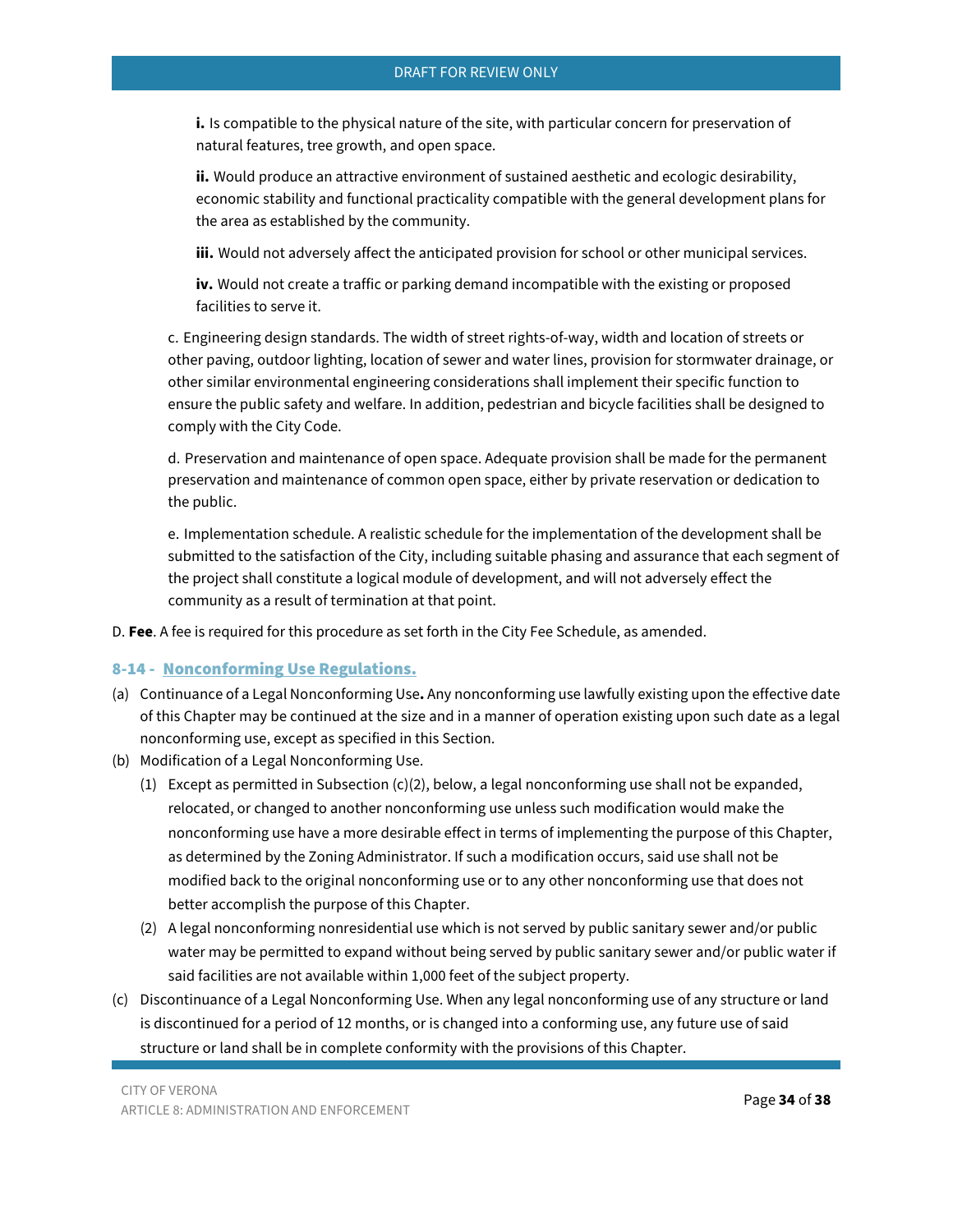**i.** Is compatible to the physical nature of the site, with particular concern for preservation of natural features, tree growth, and open space.

**ii.** Would produce an attractive environment of sustained aesthetic and ecologic desirability, economic stability and functional practicality compatible with the general development plans for the area as established by the community.

**iii.** Would not adversely affect the anticipated provision for school or other municipal services.

**iv.** Would not create a traffic or parking demand incompatible with the existing or proposed facilities to serve it.

c. Engineering design standards. The width of street rights-of-way, width and location of streets or other paving, outdoor lighting, location of sewer and water lines, provision for stormwater drainage, or other similar environmental engineering considerations shall implement their specific function to ensure the public safety and welfare. In addition, pedestrian and bicycle facilities shall be designed to comply with the City Code.

d. Preservation and maintenance of open space. Adequate provision shall be made for the permanent preservation and maintenance of common open space, either by private reservation or dedication to the public.

e. Implementation schedule. A realistic schedule for the implementation of the development shall be submitted to the satisfaction of the City, including suitable phasing and assurance that each segment of the project shall constitute a logical module of development, and will not adversely effect the community as a result of termination at that point.

D. **Fee**. A fee is required for this procedure as set forth in the City Fee Schedule, as amended.

### 8-14 - Nonconforming Use Regulations.

(a) Continuance of a Legal Nonconforming Use**.** Any nonconforming use lawfully existing upon the effective date of this Chapter may be continued at the size and in a manner of operation existing upon such date as a legal nonconforming use, except as specified in this Section.

(b) Modification of a Legal Nonconforming Use.

   (1) Except as permitted in Subsection (c)(2), below, a legal nonconforming use shall not be expanded, relocated, or changed to another nonconforming use unless such modification would make the nonconforming use have a more desirable effect in terms of implementing the purpose of this Chapter, as determined by the Zoning Administrator. If such a modification occurs, said use shall not be modified back to the original nonconforming use or to any other nonconforming use that does not better accomplish the purpose of this Chapter.

   (2) A legal nonconforming nonresidential use which is not served by public sanitary sewer and/or public water may be permitted to expand without being served by public sanitary sewer and/or public water if said facilities are not available within 1,000 feet of the subject property.

(c) Discontinuance of a Legal Nonconforming Use. When any legal nonconforming use of any structure or land is discontinued for a period of 12 months, or is changed into a conforming use, any future use of said structure or land shall be in complete conformity with the provisions of this Chapter.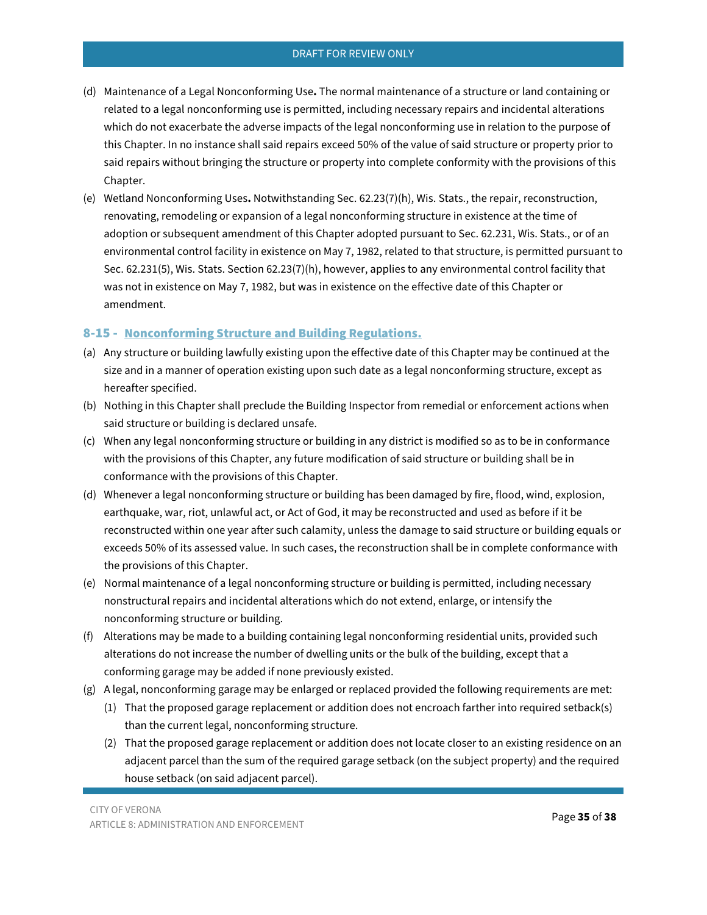(d) Maintenance of a Legal Nonconforming Use**.** The normal maintenance of a structure or land containing or related to a legal nonconforming use is permitted, including necessary repairs and incidental alterations which do not exacerbate the adverse impacts of the legal nonconforming use in relation to the purpose of this Chapter. In no instance shall said repairs exceed 50% of the value of said structure or property prior to said repairs without bringing the structure or property into complete conformity with the provisions of this Chapter.

(e) Wetland Nonconforming Uses**.** Notwithstanding Sec. 62.23(7)(h), Wis. Stats., the repair, reconstruction, renovating, remodeling or expansion of a legal nonconforming structure in existence at the time of adoption or subsequent amendment of this Chapter adopted pursuant to Sec. 62.231, Wis. Stats., or of an environmental control facility in existence on May 7, 1982, related to that structure, is permitted pursuant to Sec. 62.231(5), Wis. Stats. Section 62.23(7)(h), however, applies to any environmental control facility that was not in existence on May 7, 1982, but was in existence on the effective date of this Chapter or amendment.

## 8-15 - Nonconforming Structure and Building Regulations.

(a) Any structure or building lawfully existing upon the effective date of this Chapter may be continued at the size and in a manner of operation existing upon such date as a legal nonconforming structure, except as hereafter specified.

(b) Nothing in this Chapter shall preclude the Building Inspector from remedial or enforcement actions when said structure or building is declared unsafe.

(c) When any legal nonconforming structure or building in any district is modified so as to be in conformance with the provisions of this Chapter, any future modification of said structure or building shall be in conformance with the provisions of this Chapter.

(d) Whenever a legal nonconforming structure or building has been damaged by fire, flood, wind, explosion, earthquake, war, riot, unlawful act, or Act of God, it may be reconstructed and used as before if it be reconstructed within one year after such calamity, unless the damage to said structure or building equals or exceeds 50% of its assessed value. In such cases, the reconstruction shall be in complete conformance with the provisions of this Chapter.

(e) Normal maintenance of a legal nonconforming structure or building is permitted, including necessary nonstructural repairs and incidental alterations which do not extend, enlarge, or intensify the nonconforming structure or building.

(f) Alterations may be made to a building containing legal nonconforming residential units, provided such alterations do not increase the number of dwelling units or the bulk of the building, except that a conforming garage may be added if none previously existed.

(g) A legal, nonconforming garage may be enlarged or replaced provided the following requirements are met:

   (1) That the proposed garage replacement or addition does not encroach farther into required setback(s) than the current legal, nonconforming structure.

   (2) That the proposed garage replacement or addition does not locate closer to an existing residence on an adjacent parcel than the sum of the required garage setback (on the subject property) and the required house setback (on said adjacent parcel).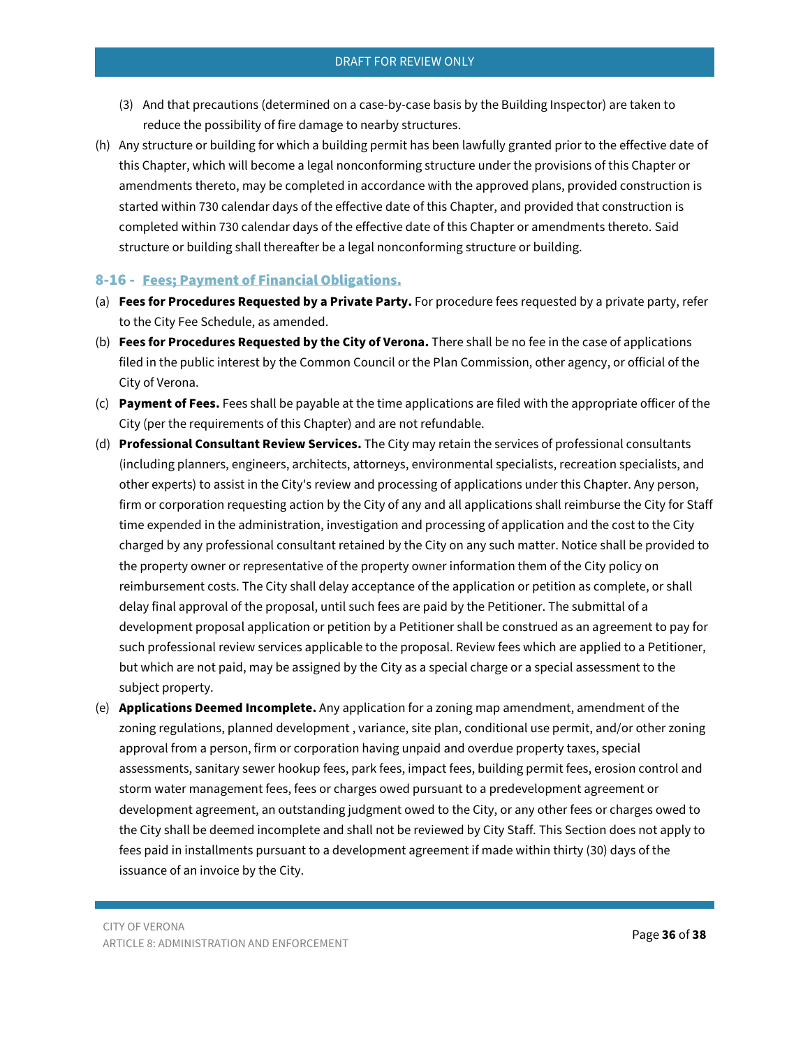(3) And that precautions (determined on a case-by-case basis by the Building Inspector) are taken to reduce the possibility of fire damage to nearby structures.

(h) Any structure or building for which a building permit has been lawfully granted prior to the effective date of this Chapter, which will become a legal nonconforming structure under the provisions of this Chapter or amendments thereto, may be completed in accordance with the approved plans, provided construction is started within 730 calendar days of the effective date of this Chapter, and provided that construction is completed within 730 calendar days of the effective date of this Chapter or amendments thereto. Said structure or building shall thereafter be a legal nonconforming structure or building.

### 8-16 - Fees; Payment of Financial Obligations.

(a) **Fees for Procedures Requested by a Private Party.** For procedure fees requested by a private party, refer to the City Fee Schedule, as amended.

(b) **Fees for Procedures Requested by the City of Verona.** There shall be no fee in the case of applications filed in the public interest by the Common Council or the Plan Commission, other agency, or official of the City of Verona.

(c) **Payment of Fees.** Fees shall be payable at the time applications are filed with the appropriate officer of the City (per the requirements of this Chapter) and are not refundable.

(d) **Professional Consultant Review Services.** The City may retain the services of professional consultants (including planners, engineers, architects, attorneys, environmental specialists, recreation specialists, and other experts) to assist in the City's review and processing of applications under this Chapter. Any person, firm or corporation requesting action by the City of any and all applications shall reimburse the City for Staff time expended in the administration, investigation and processing of application and the cost to the City charged by any professional consultant retained by the City on any such matter. Notice shall be provided to the property owner or representative of the property owner information them of the City policy on reimbursement costs. The City shall delay acceptance of the application or petition as complete, or shall delay final approval of the proposal, until such fees are paid by the Petitioner. The submittal of a development proposal application or petition by a Petitioner shall be construed as an agreement to pay for such professional review services applicable to the proposal. Review fees which are applied to a Petitioner, but which are not paid, may be assigned by the City as a special charge or a special assessment to the subject property.

(e) **Applications Deemed Incomplete.** Any application for a zoning map amendment, amendment of the zoning regulations, planned development , variance, site plan, conditional use permit, and/or other zoning approval from a person, firm or corporation having unpaid and overdue property taxes, special assessments, sanitary sewer hookup fees, park fees, impact fees, building permit fees, erosion control and storm water management fees, fees or charges owed pursuant to a predevelopment agreement or development agreement, an outstanding judgment owed to the City, or any other fees or charges owed to the City shall be deemed incomplete and shall not be reviewed by City Staff. This Section does not apply to fees paid in installments pursuant to a development agreement if made within thirty (30) days of the issuance of an invoice by the City.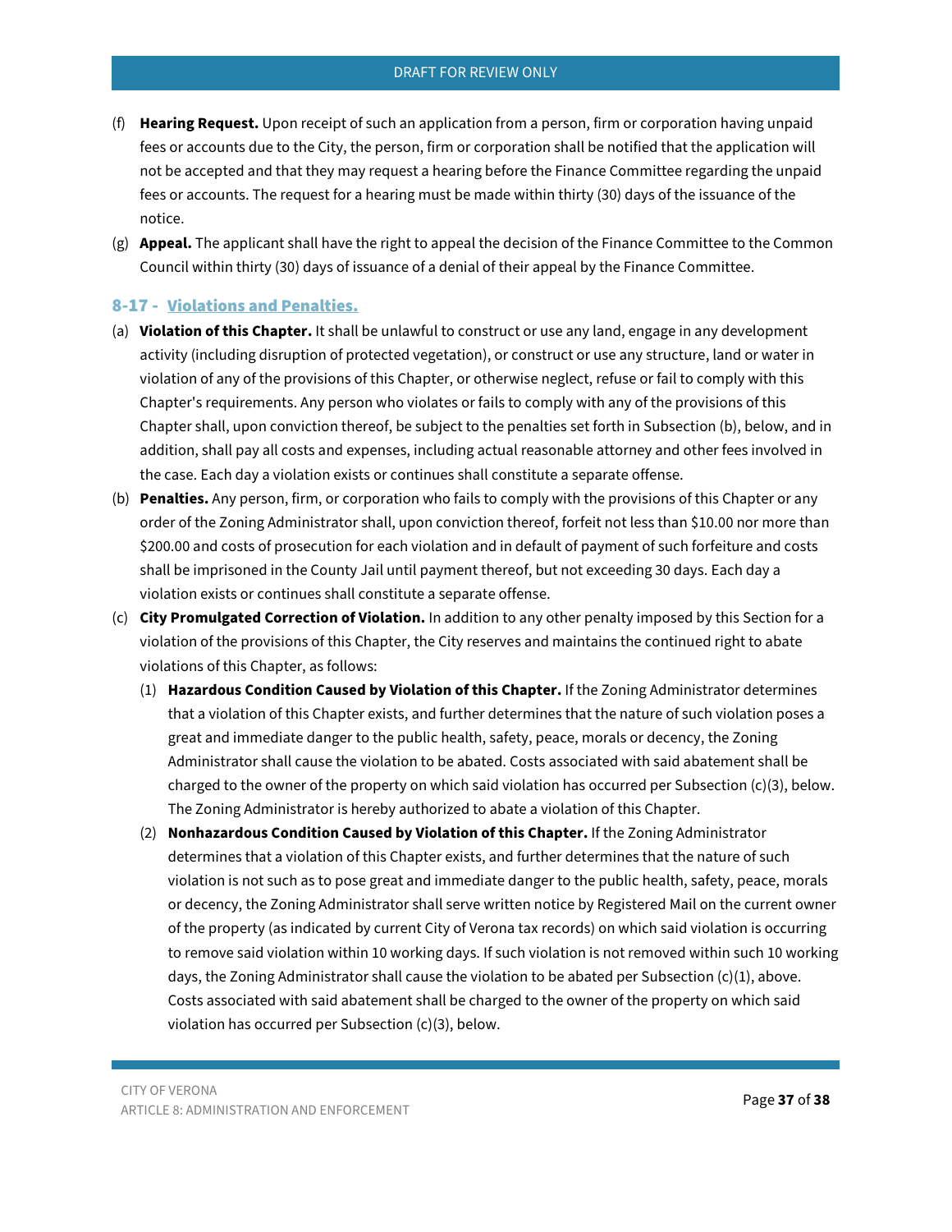(f) **Hearing Request.** Upon receipt of such an application from a person, firm or corporation having unpaid fees or accounts due to the City, the person, firm or corporation shall be notified that the application will not be accepted and that they may request a hearing before the Finance Committee regarding the unpaid fees or accounts. The request for a hearing must be made within thirty (30) days of the issuance of the notice.

(g) **Appeal.** The applicant shall have the right to appeal the decision of the Finance Committee to the Common Council within thirty (30) days of issuance of a denial of their appeal by the Finance Committee.

### 8-17 - Violations and Penalties.

(a) **Violation of this Chapter.** It shall be unlawful to construct or use any land, engage in any development activity (including disruption of protected vegetation), or construct or use any structure, land or water in violation of any of the provisions of this Chapter, or otherwise neglect, refuse or fail to comply with this Chapter's requirements. Any person who violates or fails to comply with any of the provisions of this Chapter shall, upon conviction thereof, be subject to the penalties set forth in Subsection (b), below, and in addition, shall pay all costs and expenses, including actual reasonable attorney and other fees involved in the case. Each day a violation exists or continues shall constitute a separate offense.

(b) **Penalties.** Any person, firm, or corporation who fails to comply with the provisions of this Chapter or any order of the Zoning Administrator shall, upon conviction thereof, forfeit not less than $10.00 nor more than $200.00 and costs of prosecution for each violation and in default of payment of such forfeiture and costs shall be imprisoned in the County Jail until payment thereof, but not exceeding 30 days. Each day a violation exists or continues shall constitute a separate offense.

(c) **City Promulgated Correction of Violation.** In addition to any other penalty imposed by this Section for a violation of the provisions of this Chapter, the City reserves and maintains the continued right to abate violations of this Chapter, as follows:

   (1) **Hazardous Condition Caused by Violation of this Chapter.** If the Zoning Administrator determines that a violation of this Chapter exists, and further determines that the nature of such violation poses a great and immediate danger to the public health, safety, peace, morals or decency, the Zoning Administrator shall cause the violation to be abated. Costs associated with said abatement shall be charged to the owner of the property on which said violation has occurred per Subsection (c)(3), below. The Zoning Administrator is hereby authorized to abate a violation of this Chapter.

   (2) **Nonhazardous Condition Caused by Violation of this Chapter.** If the Zoning Administrator determines that a violation of this Chapter exists, and further determines that the nature of such violation is not such as to pose great and immediate danger to the public health, safety, peace, morals or decency, the Zoning Administrator shall serve written notice by Registered Mail on the current owner of the property (as indicated by current City of Verona tax records) on which said violation is occurring to remove said violation within 10 working days. If such violation is not removed within such 10 working days, the Zoning Administrator shall cause the violation to be abated per Subsection (c)(1), above. Costs associated with said abatement shall be charged to the owner of the property on which said violation has occurred per Subsection (c)(3), below.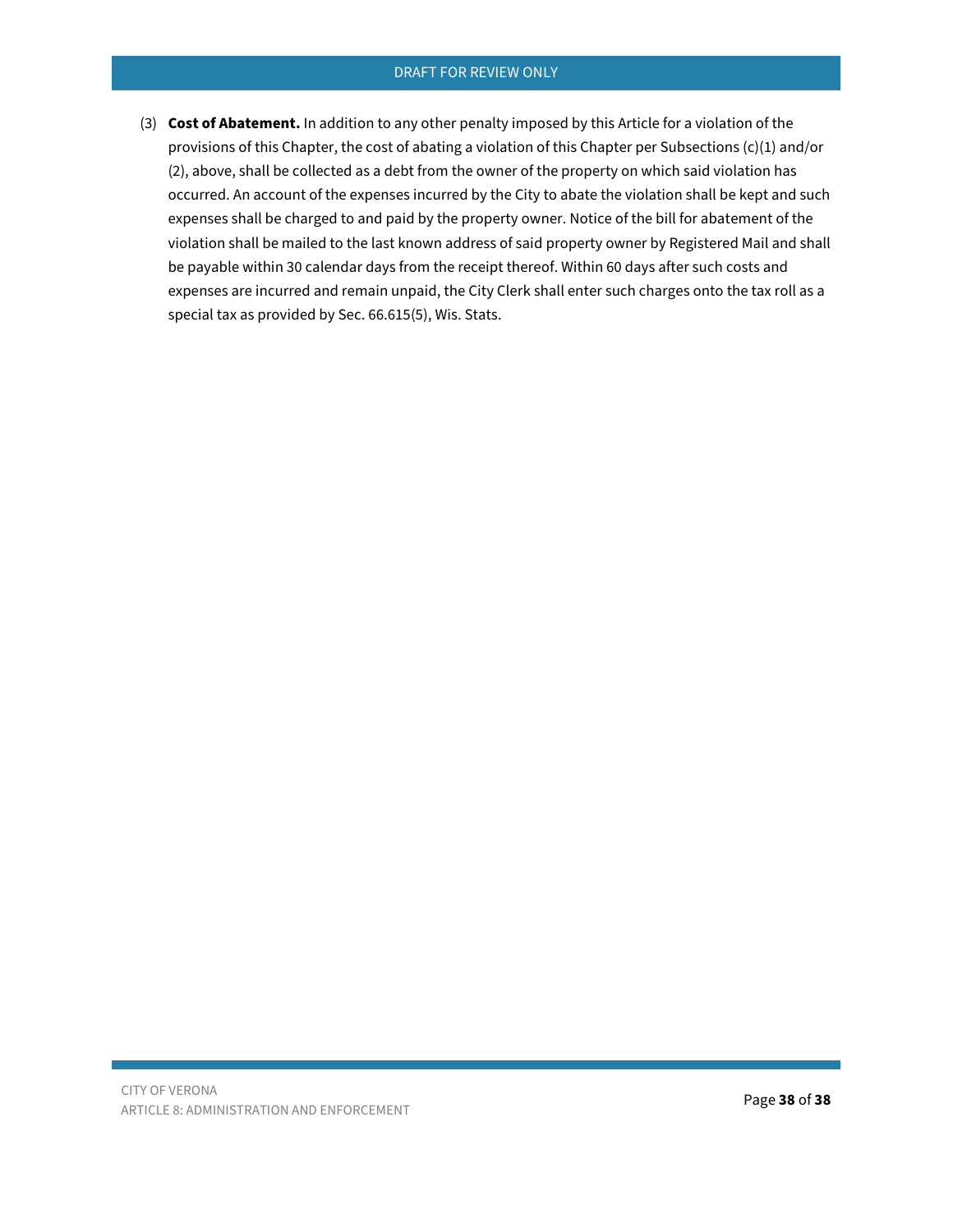(3) **Cost of Abatement.** In addition to any other penalty imposed by this Article for a violation of the provisions of this Chapter, the cost of abating a violation of this Chapter per Subsections (c)(1) and/or (2), above, shall be collected as a debt from the owner of the property on which said violation has occurred. An account of the expenses incurred by the City to abate the violation shall be kept and such expenses shall be charged to and paid by the property owner. Notice of the bill for abatement of the violation shall be mailed to the last known address of said property owner by Registered Mail and shall be payable within 30 calendar days from the receipt thereof. Within 60 days after such costs and expenses are incurred and remain unpaid, the City Clerk shall enter such charges onto the tax roll as a special tax as provided by Sec. 66.615(5), Wis. Stats.